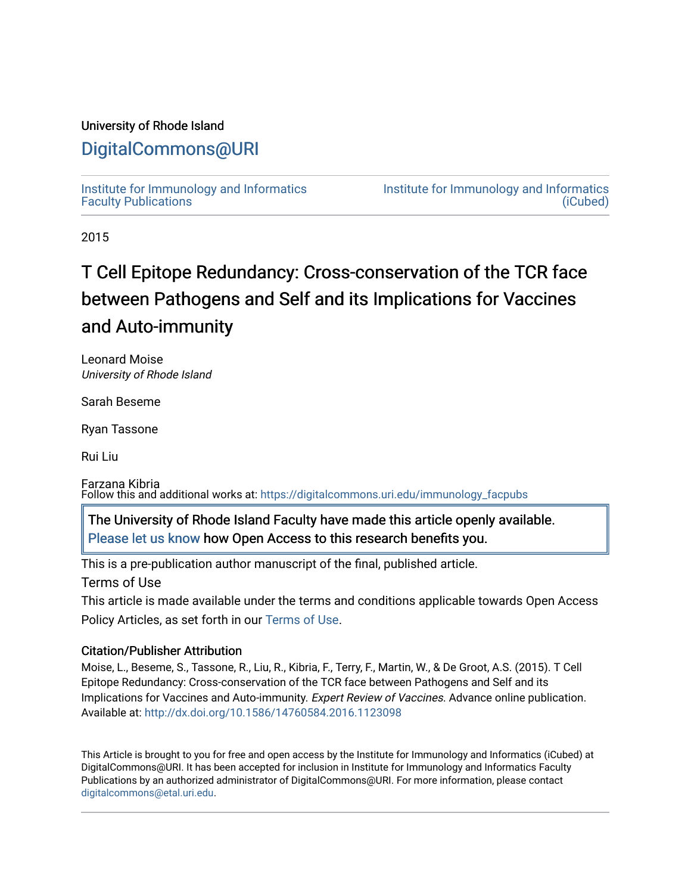University of Rhode Island

DigitalCommons@URI

Institute for Immunology and Informatics Faculty Publications

Institute for Immunology and Informatics (iCubed)

2015

# T Cell Epitope Redundancy: Cross-conservation of the TCR face between Pathogens and Self and its Implications for Vaccines and Auto-immunity

Leonard Moise
*University of Rhode Island*

Sarah Beseme

Ryan Tassone

Rui Liu

Farzana Kibria

Follow this and additional works at: https://digitalcommons.uri.edu/immunology_facpubs

The University of Rhode Island Faculty have made this article openly available. Please let us know how Open Access to this research benefits you.

This is a pre-publication author manuscript of the final, published article.

Terms of Use

This article is made available under the terms and conditions applicable towards Open Access Policy Articles, as set forth in our Terms of Use.

### Citation/Publisher Attribution

Moise, L., Beseme, S., Tassone, R., Liu, R., Kibria, F., Terry, F., Martin, W., & De Groot, A.S. (2015). T Cell Epitope Redundancy: Cross-conservation of the TCR face between Pathogens and Self and its Implications for Vaccines and Auto-immunity. *Expert Review of Vaccines*. Advance online publication. Available at: http://dx.doi.org/10.1586/14760584.2016.1123098

This Article is brought to you for free and open access by the Institute for Immunology and Informatics (iCubed) at DigitalCommons@URI. It has been accepted for inclusion in Institute for Immunology and Informatics Faculty Publications by an authorized administrator of DigitalCommons@URI. For more information, please contact digitalcommons@etal.uri.edu.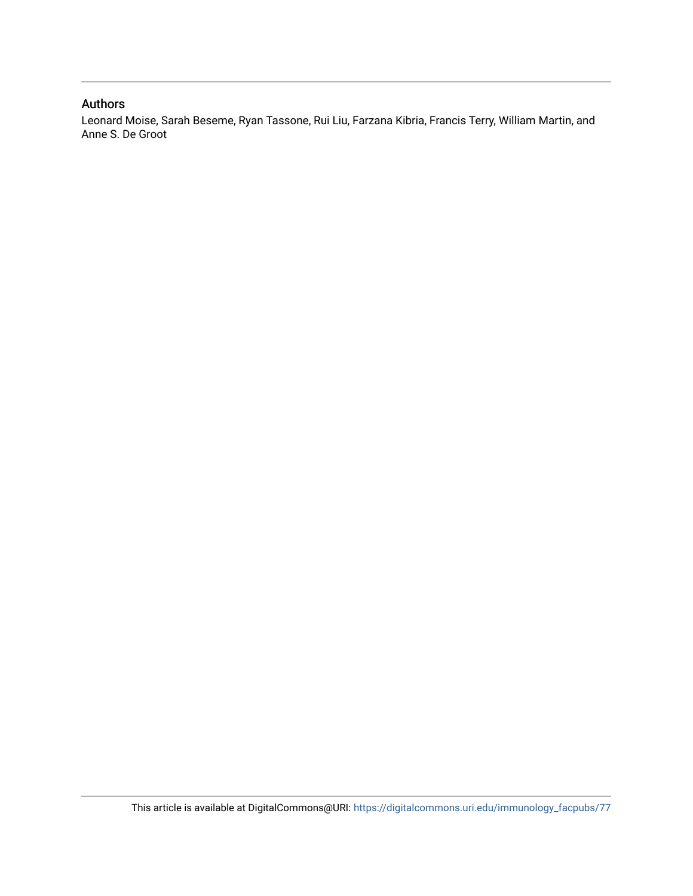## Authors

Leonard Moise, Sarah Beseme, Ryan Tassone, Rui Liu, Farzana Kibria, Francis Terry, William Martin, and Anne S. De Groot

This article is available at DigitalCommons@URI: https://digitalcommons.uri.edu/immunology_facpubs/77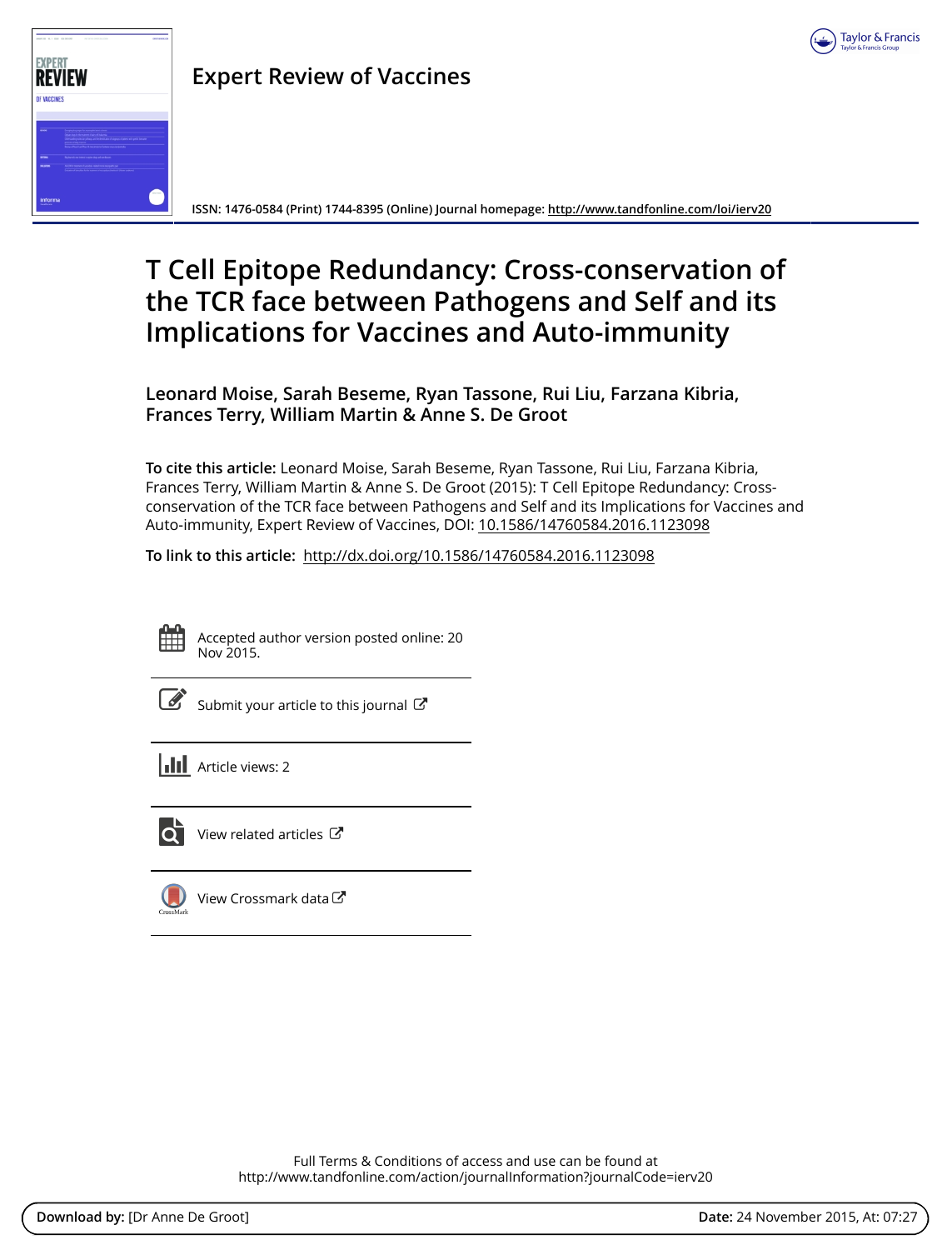Expert Review of Vaccines

ISSN: 1476-0584 (Print) 1744-8395 (Online) Journal homepage: http://www.tandfonline.com/loi/ierv20

# T Cell Epitope Redundancy: Cross-conservation of the TCR face between Pathogens and Self and its Implications for Vaccines and Auto-immunity

**Leonard Moise, Sarah Beseme, Ryan Tassone, Rui Liu, Farzana Kibria, Frances Terry, William Martin & Anne S. De Groot**

**To cite this article:** Leonard Moise, Sarah Beseme, Ryan Tassone, Rui Liu, Farzana Kibria, Frances Terry, William Martin & Anne S. De Groot (2015): T Cell Epitope Redundancy: Cross-conservation of the TCR face between Pathogens and Self and its Implications for Vaccines and Auto-immunity, Expert Review of Vaccines, DOI: 10.1586/14760584.2016.1123098

**To link to this article:** http://dx.doi.org/10.1586/14760584.2016.1123098

Accepted author version posted online: 20 Nov 2015.

Submit your article to this journal

Article views: 2

View related articles

View Crossmark data

Full Terms & Conditions of access and use can be found at
http://www.tandfonline.com/action/journalInformation?journalCode=ierv20

**Download by:** [Dr Anne De Groot] **Date:** 24 November 2015, At: 07:27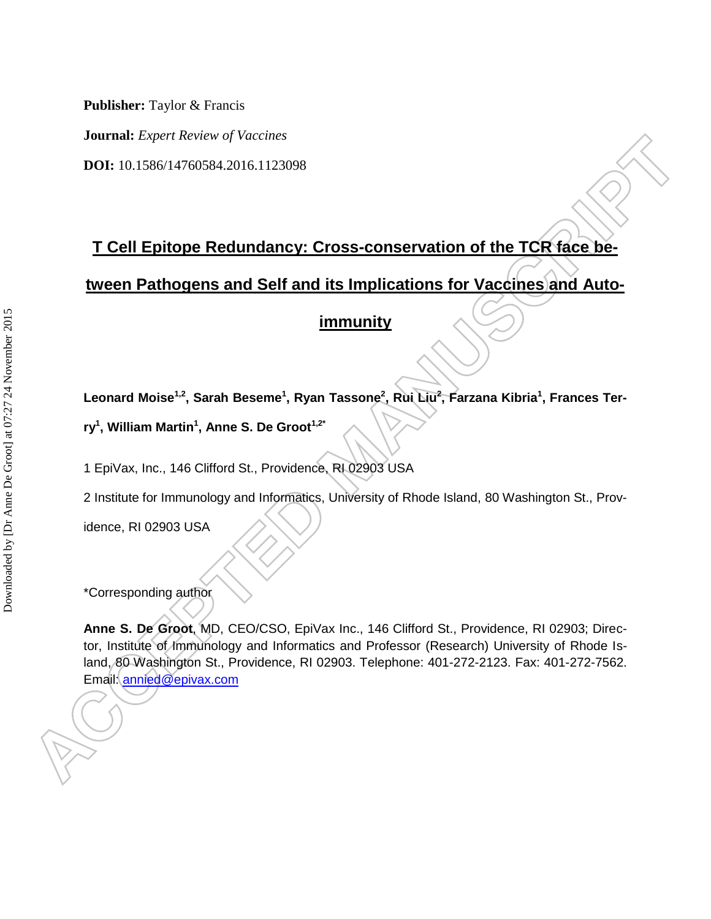**Publisher:** Taylor & Francis

**Journal:** *Expert Review of Vaccines*

**DOI:** 10.1586/14760584.2016.1123098

# T Cell Epitope Redundancy: Cross-conservation of the TCR face between Pathogens and Self and its Implications for Vaccines and Autoimmunity

**Leonard Moise[1,2], Sarah Beseme[1], Ryan Tassone[2], Rui Liu[2], Farzana Kibria[1], Frances Terry[1], William Martin[1], Anne S. De Groot[1,2*]**

1 EpiVax, Inc., 146 Clifford St., Providence, RI 02903 USA

2 Institute for Immunology and Informatics, University of Rhode Island, 80 Washington St., Providence, RI 02903 USA

*Corresponding author

**Anne S. De Groot**, MD, CEO/CSO, EpiVax Inc., 146 Clifford St., Providence, RI 02903; Director, Institute of Immunology and Informatics and Professor (Research) University of Rhode Island, 80 Washington St., Providence, RI 02903. Telephone: 401-272-2123. Fax: 401-272-7562. Email: annied@epivax.com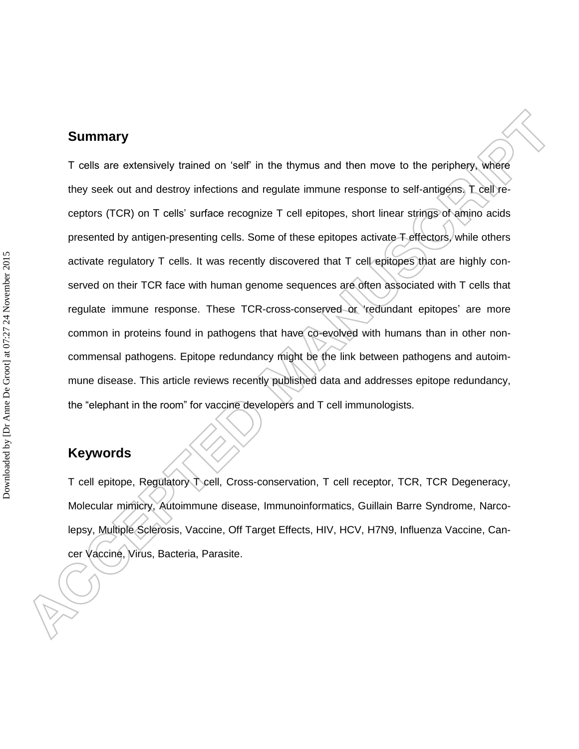## Summary

T cells are extensively trained on 'self' in the thymus and then move to the periphery, where they seek out and destroy infections and regulate immune response to self-antigens. T cell receptors (TCR) on T cells' surface recognize T cell epitopes, short linear strings of amino acids presented by antigen-presenting cells. Some of these epitopes activate T effectors, while others activate regulatory T cells. It was recently discovered that T cell epitopes that are highly conserved on their TCR face with human genome sequences are often associated with T cells that regulate immune response. These TCR-cross-conserved or 'redundant epitopes' are more common in proteins found in pathogens that have co-evolved with humans than in other non-commensal pathogens. Epitope redundancy might be the link between pathogens and autoimmune disease. This article reviews recently published data and addresses epitope redundancy, the "elephant in the room" for vaccine developers and T cell immunologists.

## Keywords

T cell epitope, Regulatory T cell, Cross-conservation, T cell receptor, TCR, TCR Degeneracy, Molecular mimicry, Autoimmune disease, Immunoinformatics, Guillain Barre Syndrome, Narcolepsy, Multiple Sclerosis, Vaccine, Off Target Effects, HIV, HCV, H7N9, Influenza Vaccine, Cancer Vaccine, Virus, Bacteria, Parasite.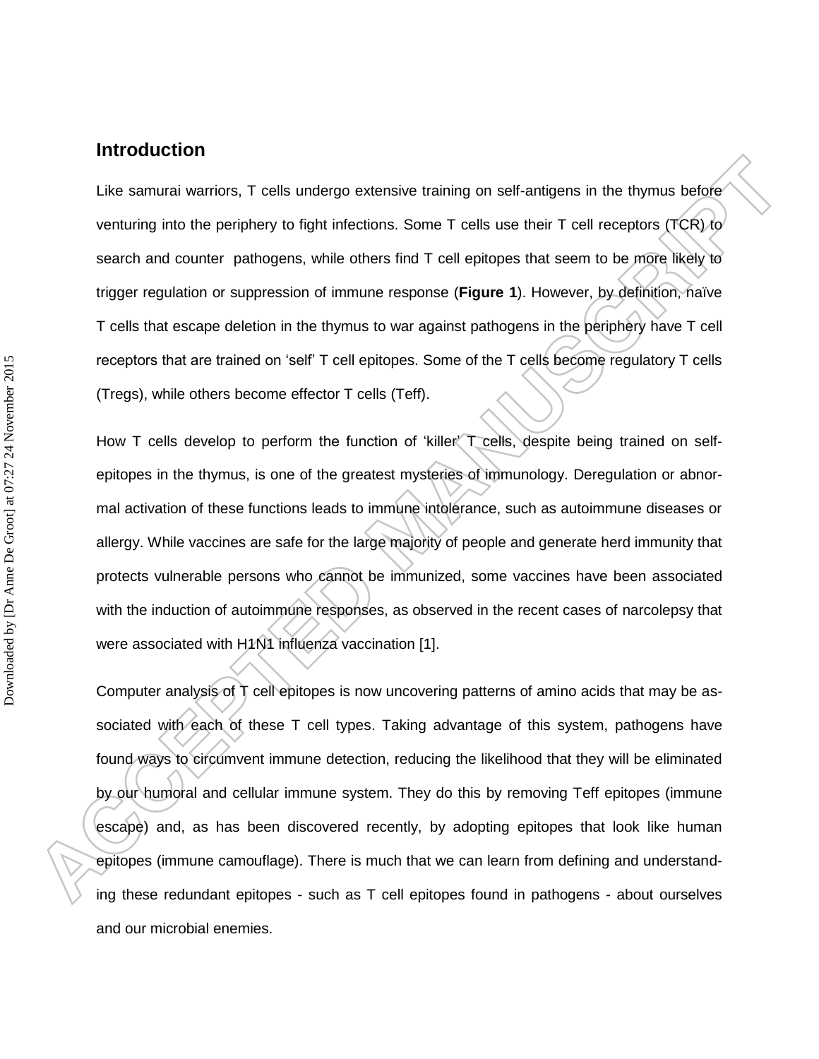## Introduction

Like samurai warriors, T cells undergo extensive training on self-antigens in the thymus before venturing into the periphery to fight infections. Some T cells use their T cell receptors (TCR) to search and counter pathogens, while others find T cell epitopes that seem to be more likely to trigger regulation or suppression of immune response (**Figure 1**). However, by definition, naïve T cells that escape deletion in the thymus to war against pathogens in the periphery have T cell receptors that are trained on 'self' T cell epitopes. Some of the T cells become regulatory T cells (Tregs), while others become effector T cells (Teff).

How T cells develop to perform the function of 'killer' T cells, despite being trained on self-epitopes in the thymus, is one of the greatest mysteries of immunology. Deregulation or abnormal activation of these functions leads to immune intolerance, such as autoimmune diseases or allergy. While vaccines are safe for the large majority of people and generate herd immunity that protects vulnerable persons who cannot be immunized, some vaccines have been associated with the induction of autoimmune responses, as observed in the recent cases of narcolepsy that were associated with H1N1 influenza vaccination [1].

Computer analysis of T cell epitopes is now uncovering patterns of amino acids that may be associated with each of these T cell types. Taking advantage of this system, pathogens have found ways to circumvent immune detection, reducing the likelihood that they will be eliminated by our humoral and cellular immune system. They do this by removing Teff epitopes (immune escape) and, as has been discovered recently, by adopting epitopes that look like human epitopes (immune camouflage). There is much that we can learn from defining and understanding these redundant epitopes - such as T cell epitopes found in pathogens - about ourselves and our microbial enemies.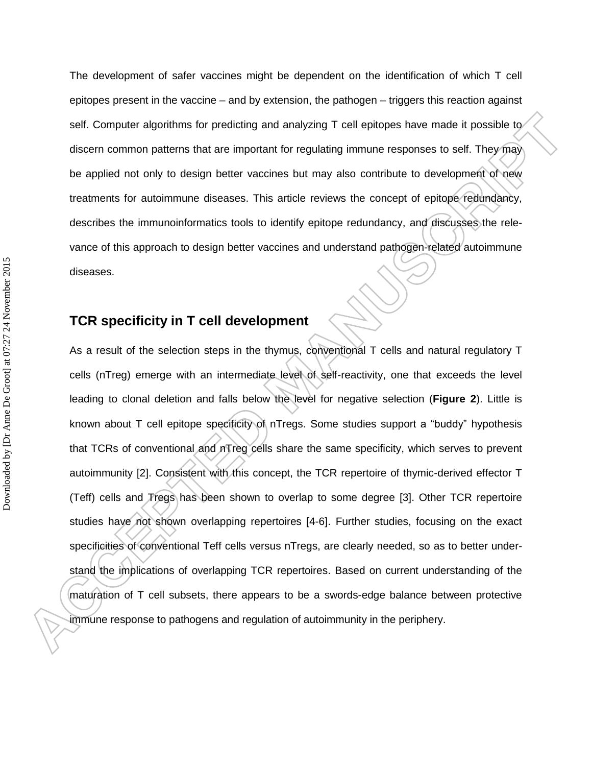The development of safer vaccines might be dependent on the identification of which T cell epitopes present in the vaccine – and by extension, the pathogen – triggers this reaction against self. Computer algorithms for predicting and analyzing T cell epitopes have made it possible to discern common patterns that are important for regulating immune responses to self. They may be applied not only to design better vaccines but may also contribute to development of new treatments for autoimmune diseases. This article reviews the concept of epitope redundancy, describes the immunoinformatics tools to identify epitope redundancy, and discusses the relevance of this approach to design better vaccines and understand pathogen-related autoimmune diseases.

## TCR specificity in T cell development

As a result of the selection steps in the thymus, conventional T cells and natural regulatory T cells (nTreg) emerge with an intermediate level of self-reactivity, one that exceeds the level leading to clonal deletion and falls below the level for negative selection (**Figure 2**). Little is known about T cell epitope specificity of nTregs. Some studies support a "buddy" hypothesis that TCRs of conventional and nTreg cells share the same specificity, which serves to prevent autoimmunity [2]. Consistent with this concept, the TCR repertoire of thymic-derived effector T (Teff) cells and Tregs has been shown to overlap to some degree [3]. Other TCR repertoire studies have not shown overlapping repertoires [4-6]. Further studies, focusing on the exact specificities of conventional Teff cells versus nTregs, are clearly needed, so as to better understand the implications of overlapping TCR repertoires. Based on current understanding of the maturation of T cell subsets, there appears to be a swords-edge balance between protective immune response to pathogens and regulation of autoimmunity in the periphery.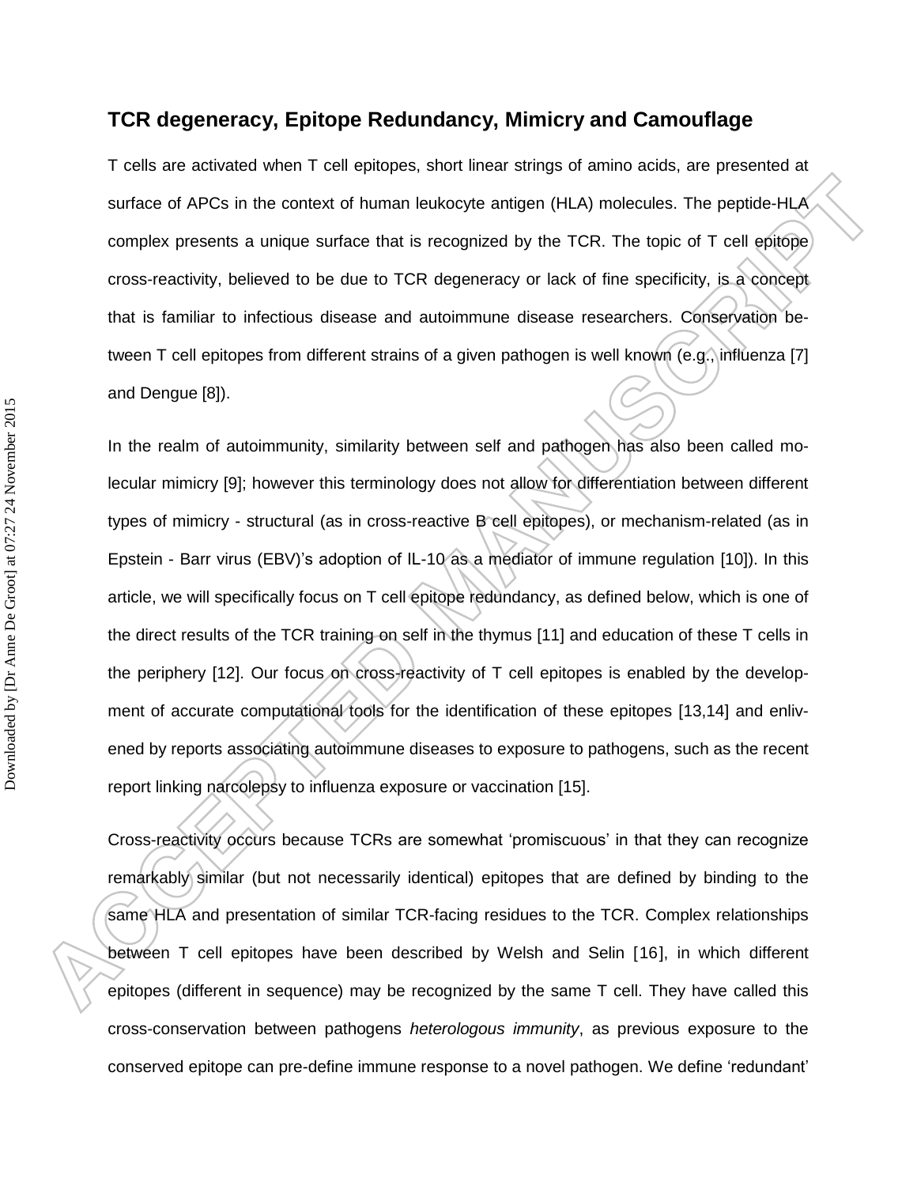## TCR degeneracy, Epitope Redundancy, Mimicry and Camouflage

T cells are activated when T cell epitopes, short linear strings of amino acids, are presented at surface of APCs in the context of human leukocyte antigen (HLA) molecules. The peptide-HLA complex presents a unique surface that is recognized by the TCR. The topic of T cell epitope cross-reactivity, believed to be due to TCR degeneracy or lack of fine specificity, is a concept that is familiar to infectious disease and autoimmune disease researchers. Conservation between T cell epitopes from different strains of a given pathogen is well known (e.g., influenza [7] and Dengue [8]).

In the realm of autoimmunity, similarity between self and pathogen has also been called molecular mimicry [9]; however this terminology does not allow for differentiation between different types of mimicry - structural (as in cross-reactive B cell epitopes), or mechanism-related (as in Epstein - Barr virus (EBV)'s adoption of IL-10 as a mediator of immune regulation [10]). In this article, we will specifically focus on T cell epitope redundancy, as defined below, which is one of the direct results of the TCR training on self in the thymus [11] and education of these T cells in the periphery [12]. Our focus on cross-reactivity of T cell epitopes is enabled by the development of accurate computational tools for the identification of these epitopes [13,14] and enlivened by reports associating autoimmune diseases to exposure to pathogens, such as the recent report linking narcolepsy to influenza exposure or vaccination [15].

Cross-reactivity occurs because TCRs are somewhat 'promiscuous' in that they can recognize remarkably similar (but not necessarily identical) epitopes that are defined by binding to the same HLA and presentation of similar TCR-facing residues to the TCR. Complex relationships between T cell epitopes have been described by Welsh and Selin [16], in which different epitopes (different in sequence) may be recognized by the same T cell. They have called this cross-conservation between pathogens *heterologous immunity*, as previous exposure to the conserved epitope can pre-define immune response to a novel pathogen. We define 'redundant'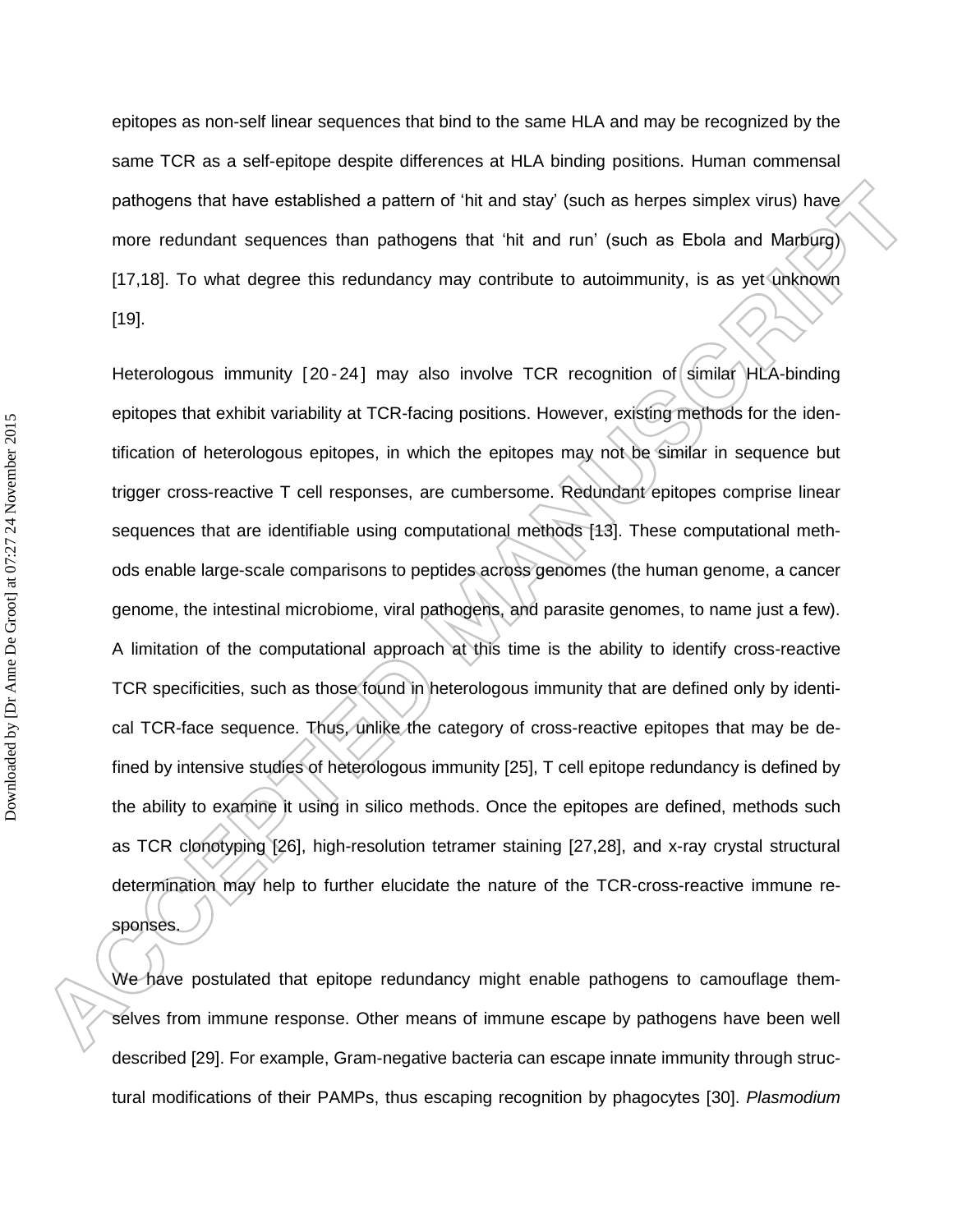epitopes as non-self linear sequences that bind to the same HLA and may be recognized by the same TCR as a self-epitope despite differences at HLA binding positions. Human commensal pathogens that have established a pattern of 'hit and stay' (such as herpes simplex virus) have more redundant sequences than pathogens that 'hit and run' (such as Ebola and Marburg) [17,18]. To what degree this redundancy may contribute to autoimmunity, is as yet unknown [19].

Heterologous immunity [20-24] may also involve TCR recognition of similar HLA-binding epitopes that exhibit variability at TCR-facing positions. However, existing methods for the identification of heterologous epitopes, in which the epitopes may not be similar in sequence but trigger cross-reactive T cell responses, are cumbersome. Redundant epitopes comprise linear sequences that are identifiable using computational methods [13]. These computational methods enable large-scale comparisons to peptides across genomes (the human genome, a cancer genome, the intestinal microbiome, viral pathogens, and parasite genomes, to name just a few). A limitation of the computational approach at this time is the ability to identify cross-reactive TCR specificities, such as those found in heterologous immunity that are defined only by identical TCR-face sequence. Thus, unlike the category of cross-reactive epitopes that may be defined by intensive studies of heterologous immunity [25], T cell epitope redundancy is defined by the ability to examine it using in silico methods. Once the epitopes are defined, methods such as TCR clonotyping [26], high-resolution tetramer staining [27,28], and x-ray crystal structural determination may help to further elucidate the nature of the TCR-cross-reactive immune responses.

We have postulated that epitope redundancy might enable pathogens to camouflage themselves from immune response. Other means of immune escape by pathogens have been well described [29]. For example, Gram-negative bacteria can escape innate immunity through structural modifications of their PAMPs, thus escaping recognition by phagocytes [30]. *Plasmodium*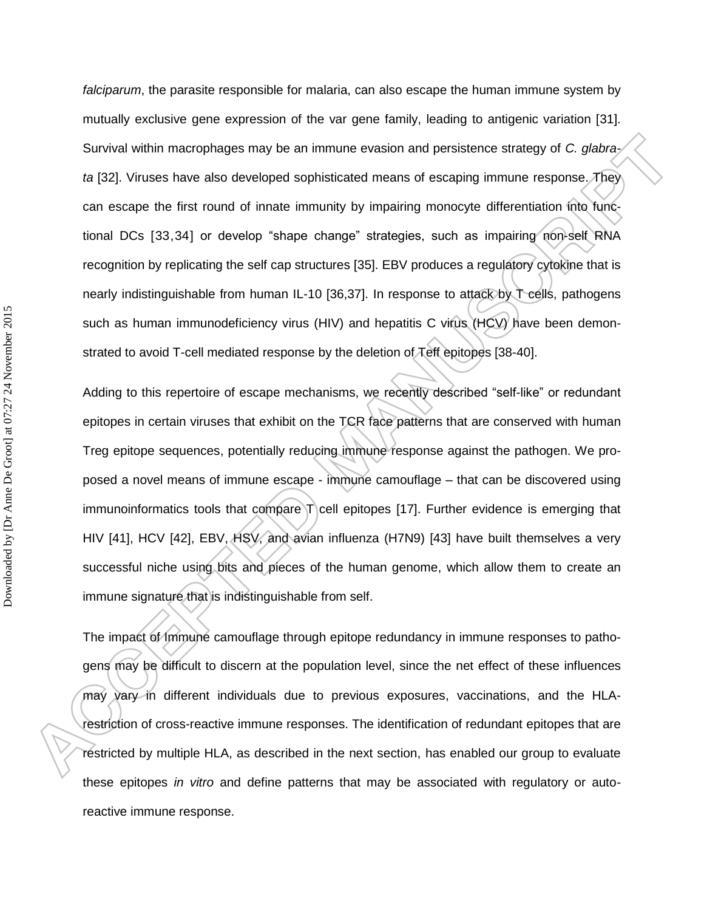*falciparum*, the parasite responsible for malaria, can also escape the human immune system by mutually exclusive gene expression of the var gene family, leading to antigenic variation [31]. Survival within macrophages may be an immune evasion and persistence strategy of *C. glabrata* [32]. Viruses have also developed sophisticated means of escaping immune response. They can escape the first round of innate immunity by impairing monocyte differentiation into functional DCs [33,34] or develop "shape change" strategies, such as impairing non-self RNA recognition by replicating the self cap structures [35]. EBV produces a regulatory cytokine that is nearly indistinguishable from human IL-10 [36,37]. In response to attack by T cells, pathogens such as human immunodeficiency virus (HIV) and hepatitis C virus (HCV) have been demonstrated to avoid T-cell mediated response by the deletion of Teff epitopes [38-40].

Adding to this repertoire of escape mechanisms, we recently described "self-like" or redundant epitopes in certain viruses that exhibit on the TCR face patterns that are conserved with human Treg epitope sequences, potentially reducing immune response against the pathogen. We proposed a novel means of immune escape - immune camouflage – that can be discovered using immunoinformatics tools that compare T cell epitopes [17]. Further evidence is emerging that HIV [41], HCV [42], EBV, HSV, and avian influenza (H7N9) [43] have built themselves a very successful niche using bits and pieces of the human genome, which allow them to create an immune signature that is indistinguishable from self.

The impact of Immune camouflage through epitope redundancy in immune responses to pathogens may be difficult to discern at the population level, since the net effect of these influences may vary in different individuals due to previous exposures, vaccinations, and the HLA-restriction of cross-reactive immune responses. The identification of redundant epitopes that are restricted by multiple HLA, as described in the next section, has enabled our group to evaluate these epitopes *in vitro* and define patterns that may be associated with regulatory or auto-reactive immune response.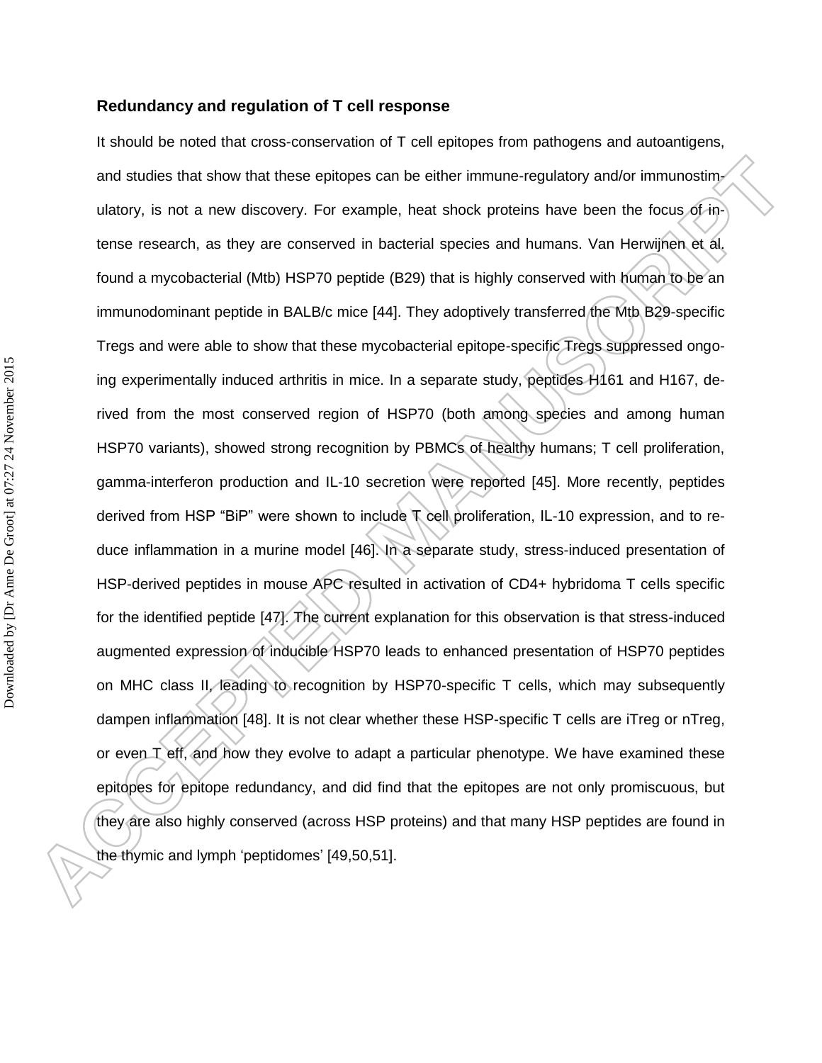### Redundancy and regulation of T cell response

It should be noted that cross-conservation of T cell epitopes from pathogens and autoantigens, and studies that show that these epitopes can be either immune-regulatory and/or immunostimulatory, is not a new discovery. For example, heat shock proteins have been the focus of intense research, as they are conserved in bacterial species and humans. Van Herwijnen et al. found a mycobacterial (Mtb) HSP70 peptide (B29) that is highly conserved with human to be an immunodominant peptide in BALB/c mice [44]. They adoptively transferred the Mtb B29-specific Tregs and were able to show that these mycobacterial epitope-specific Tregs suppressed ongoing experimentally induced arthritis in mice. In a separate study, peptides H161 and H167, derived from the most conserved region of HSP70 (both among species and among human HSP70 variants), showed strong recognition by PBMCs of healthy humans; T cell proliferation, gamma-interferon production and IL-10 secretion were reported [45]. More recently, peptides derived from HSP "BiP" were shown to include T cell proliferation, IL-10 expression, and to reduce inflammation in a murine model [46]. In a separate study, stress-induced presentation of HSP-derived peptides in mouse APC resulted in activation of CD4+ hybridoma T cells specific for the identified peptide [47]. The current explanation for this observation is that stress-induced augmented expression of inducible HSP70 leads to enhanced presentation of HSP70 peptides on MHC class II, leading to recognition by HSP70-specific T cells, which may subsequently dampen inflammation [48]. It is not clear whether these HSP-specific T cells are iTreg or nTreg, or even T eff, and how they evolve to adapt a particular phenotype. We have examined these epitopes for epitope redundancy, and did find that the epitopes are not only promiscuous, but they are also highly conserved (across HSP proteins) and that many HSP peptides are found in the thymic and lymph 'peptidomes' [49,50,51].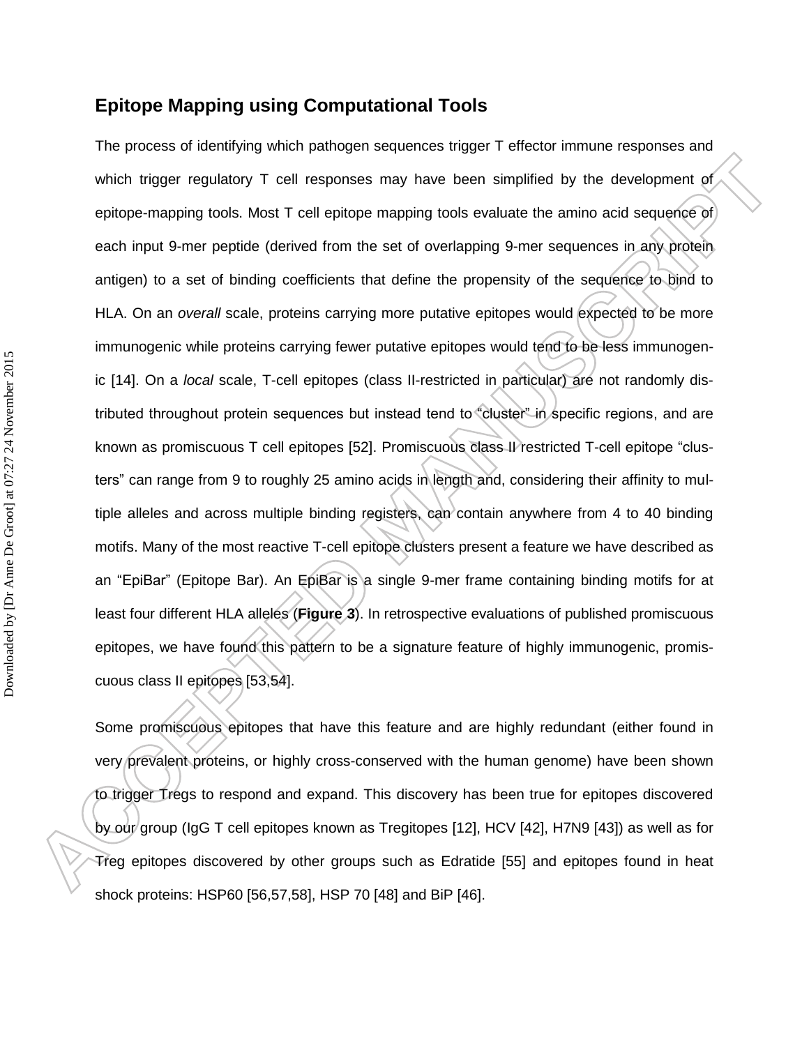## Epitope Mapping using Computational Tools

The process of identifying which pathogen sequences trigger T effector immune responses and which trigger regulatory T cell responses may have been simplified by the development of epitope-mapping tools. Most T cell epitope mapping tools evaluate the amino acid sequence of each input 9-mer peptide (derived from the set of overlapping 9-mer sequences in any protein antigen) to a set of binding coefficients that define the propensity of the sequence to bind to HLA. On an *overall* scale, proteins carrying more putative epitopes would expected to be more immunogenic while proteins carrying fewer putative epitopes would tend to be less immunogenic [14]. On a *local* scale, T-cell epitopes (class II-restricted in particular) are not randomly distributed throughout protein sequences but instead tend to "cluster" in specific regions, and are known as promiscuous T cell epitopes [52]. Promiscuous class II restricted T-cell epitope "clusters" can range from 9 to roughly 25 amino acids in length and, considering their affinity to multiple alleles and across multiple binding registers, can contain anywhere from 4 to 40 binding motifs. Many of the most reactive T-cell epitope clusters present a feature we have described as an "EpiBar" (Epitope Bar). An EpiBar is a single 9-mer frame containing binding motifs for at least four different HLA alleles (**Figure 3**). In retrospective evaluations of published promiscuous epitopes, we have found this pattern to be a signature feature of highly immunogenic, promiscuous class II epitopes [53,54].

Some promiscuous epitopes that have this feature and are highly redundant (either found in very prevalent proteins, or highly cross-conserved with the human genome) have been shown to trigger Tregs to respond and expand. This discovery has been true for epitopes discovered by our group (IgG T cell epitopes known as Tregitopes [12], HCV [42], H7N9 [43]) as well as for Treg epitopes discovered by other groups such as Edratide [55] and epitopes found in heat shock proteins: HSP60 [56,57,58], HSP 70 [48] and BiP [46].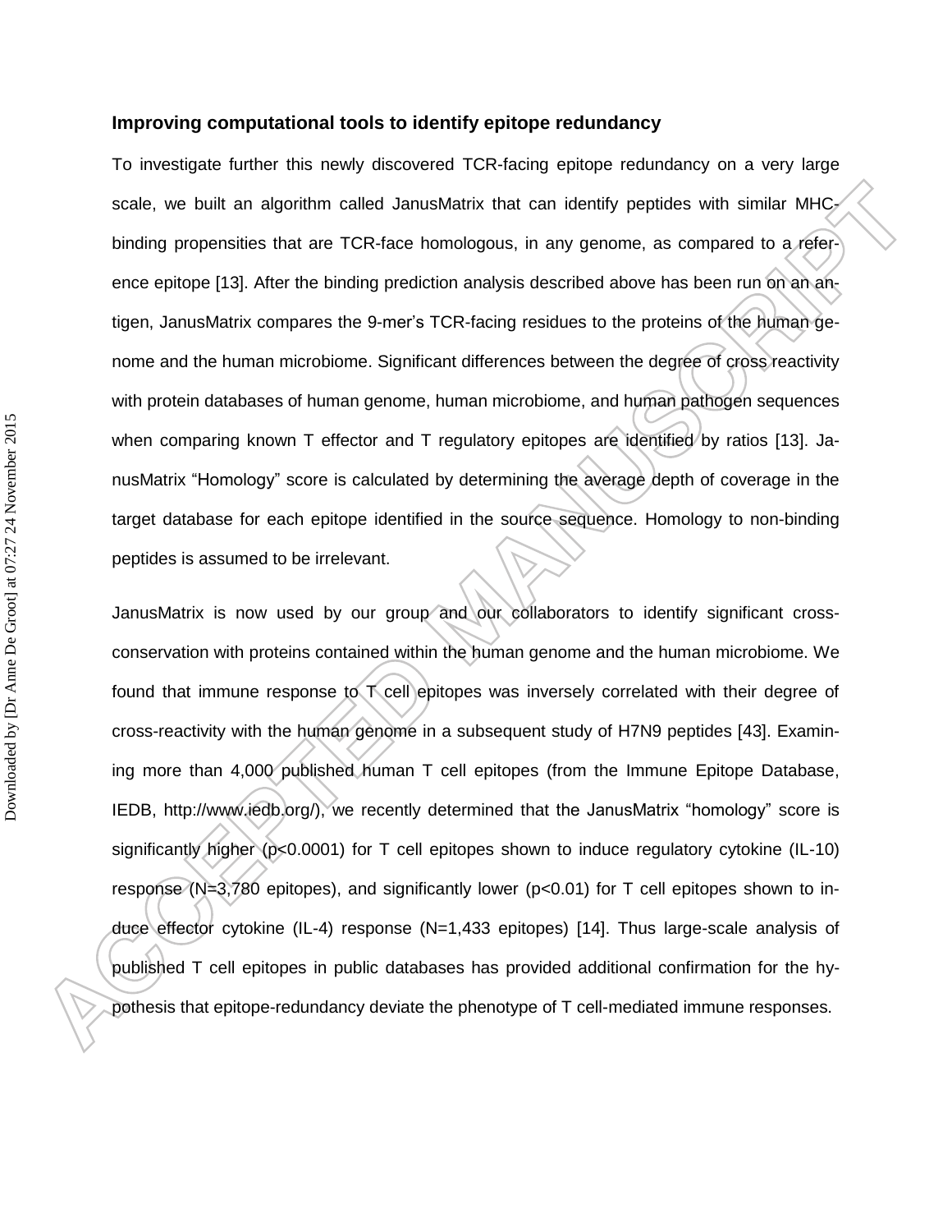**Improving computational tools to identify epitope redundancy**

To investigate further this newly discovered TCR-facing epitope redundancy on a very large scale, we built an algorithm called JanusMatrix that can identify peptides with similar MHC-binding propensities that are TCR-face homologous, in any genome, as compared to a reference epitope [13]. After the binding prediction analysis described above has been run on an antigen, JanusMatrix compares the 9-mer's TCR-facing residues to the proteins of the human genome and the human microbiome. Significant differences between the degree of cross reactivity with protein databases of human genome, human microbiome, and human pathogen sequences when comparing known T effector and T regulatory epitopes are identified by ratios [13]. JanusMatrix "Homology" score is calculated by determining the average depth of coverage in the target database for each epitope identified in the source sequence. Homology to non-binding peptides is assumed to be irrelevant.

JanusMatrix is now used by our group and our collaborators to identify significant cross-conservation with proteins contained within the human genome and the human microbiome. We found that immune response to T cell epitopes was inversely correlated with their degree of cross-reactivity with the human genome in a subsequent study of H7N9 peptides [43]. Examining more than 4,000 published human T cell epitopes (from the Immune Epitope Database, IEDB, http://www.iedb.org/), we recently determined that the JanusMatrix "homology" score is significantly higher ($p<0.0001$) for T cell epitopes shown to induce regulatory cytokine (IL-10) response (N=3,780 epitopes), and significantly lower ($p<0.01$) for T cell epitopes shown to induce effector cytokine (IL-4) response (N=1,433 epitopes) [14]. Thus large-scale analysis of published T cell epitopes in public databases has provided additional confirmation for the hypothesis that epitope-redundancy deviate the phenotype of T cell-mediated immune responses.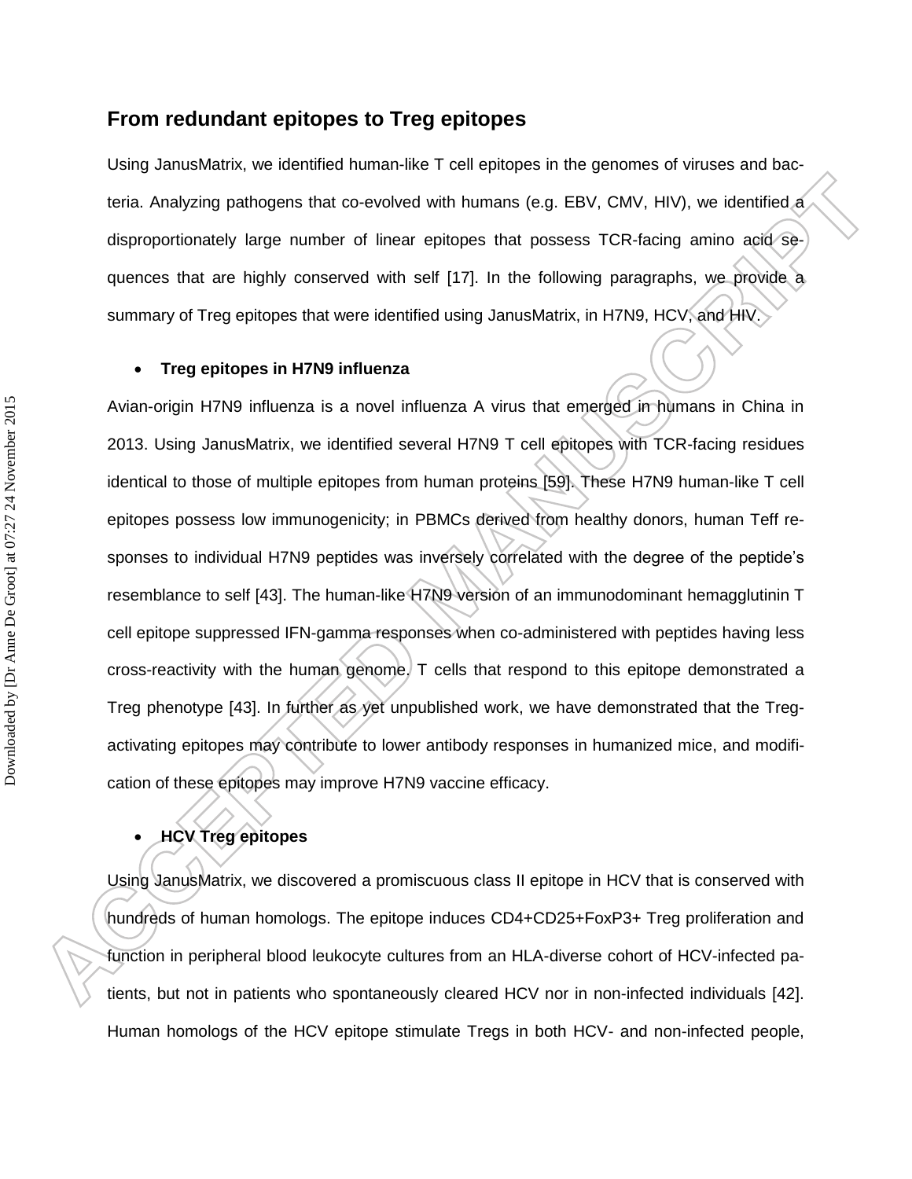## From redundant epitopes to Treg epitopes

Using JanusMatrix, we identified human-like T cell epitopes in the genomes of viruses and bacteria. Analyzing pathogens that co-evolved with humans (e.g. EBV, CMV, HIV), we identified a disproportionately large number of linear epitopes that possess TCR-facing amino acid sequences that are highly conserved with self [17]. In the following paragraphs, we provide a summary of Treg epitopes that were identified using JanusMatrix, in H7N9, HCV, and HIV.

- **Treg epitopes in H7N9 influenza**

Avian-origin H7N9 influenza is a novel influenza A virus that emerged in humans in China in 2013. Using JanusMatrix, we identified several H7N9 T cell epitopes with TCR-facing residues identical to those of multiple epitopes from human proteins [59]. These H7N9 human-like T cell epitopes possess low immunogenicity; in PBMCs derived from healthy donors, human Teff responses to individual H7N9 peptides was inversely correlated with the degree of the peptide's resemblance to self [43]. The human-like H7N9 version of an immunodominant hemagglutinin T cell epitope suppressed IFN-gamma responses when co-administered with peptides having less cross-reactivity with the human genome. T cells that respond to this epitope demonstrated a Treg phenotype [43]. In further as yet unpublished work, we have demonstrated that the Treg-activating epitopes may contribute to lower antibody responses in humanized mice, and modification of these epitopes may improve H7N9 vaccine efficacy.

- **HCV Treg epitopes**

Using JanusMatrix, we discovered a promiscuous class II epitope in HCV that is conserved with hundreds of human homologs. The epitope induces CD4+CD25+FoxP3+ Treg proliferation and function in peripheral blood leukocyte cultures from an HLA-diverse cohort of HCV-infected patients, but not in patients who spontaneously cleared HCV nor in non-infected individuals [42]. Human homologs of the HCV epitope stimulate Tregs in both HCV- and non-infected people,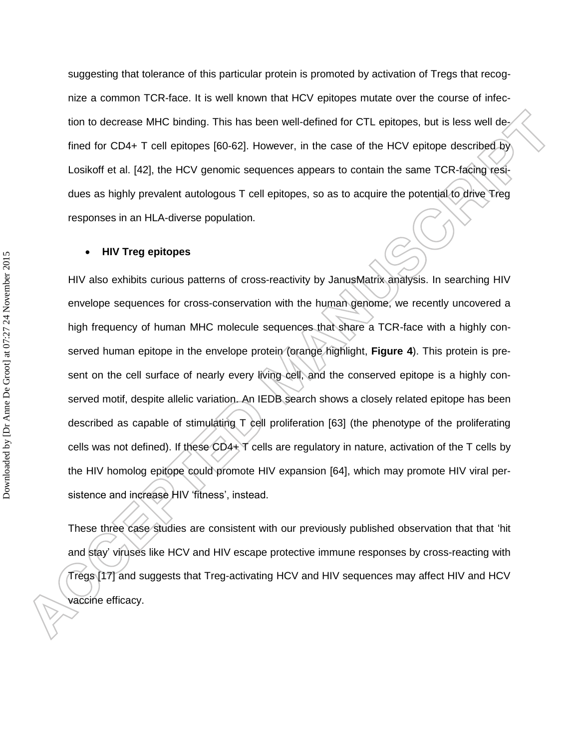suggesting that tolerance of this particular protein is promoted by activation of Tregs that recognize a common TCR-face. It is well known that HCV epitopes mutate over the course of infection to decrease MHC binding. This has been well-defined for CTL epitopes, but is less well defined for CD4+ T cell epitopes [60-62]. However, in the case of the HCV epitope described by Losikoff et al. [42], the HCV genomic sequences appears to contain the same TCR-facing residues as highly prevalent autologous T cell epitopes, so as to acquire the potential to drive Treg responses in an HLA-diverse population.

- **HIV Treg epitopes**

HIV also exhibits curious patterns of cross-reactivity by JanusMatrix analysis. In searching HIV envelope sequences for cross-conservation with the human genome, we recently uncovered a high frequency of human MHC molecule sequences that share a TCR-face with a highly conserved human epitope in the envelope protein (orange highlight, **Figure 4**). This protein is present on the cell surface of nearly every living cell, and the conserved epitope is a highly conserved motif, despite allelic variation. An IEDB search shows a closely related epitope has been described as capable of stimulating T cell proliferation [63] (the phenotype of the proliferating cells was not defined). If these CD4+ T cells are regulatory in nature, activation of the T cells by the HIV homolog epitope could promote HIV expansion [64], which may promote HIV viral persistence and increase HIV 'fitness', instead.

These three case studies are consistent with our previously published observation that that 'hit and stay' viruses like HCV and HIV escape protective immune responses by cross-reacting with Tregs [17] and suggests that Treg-activating HCV and HIV sequences may affect HIV and HCV vaccine efficacy.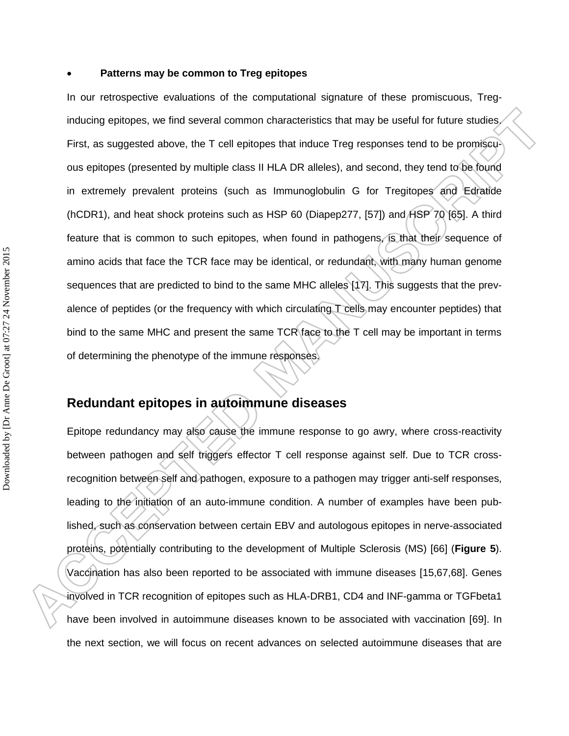- **Patterns may be common to Treg epitopes**

In our retrospective evaluations of the computational signature of these promiscuous, Treg-inducing epitopes, we find several common characteristics that may be useful for future studies. First, as suggested above, the T cell epitopes that induce Treg responses tend to be promiscuous epitopes (presented by multiple class II HLA DR alleles), and second, they tend to be found in extremely prevalent proteins (such as Immunoglobulin G for Tregitopes and Edratide (hCDR1), and heat shock proteins such as HSP 60 (Diapep277, [57]) and HSP 70 [65]. A third feature that is common to such epitopes, when found in pathogens, is that their sequence of amino acids that face the TCR face may be identical, or redundant, with many human genome sequences that are predicted to bind to the same MHC alleles [17]. This suggests that the prevalence of peptides (or the frequency with which circulating T cells may encounter peptides) that bind to the same MHC and present the same TCR face to the T cell may be important in terms of determining the phenotype of the immune responses.

## Redundant epitopes in autoimmune diseases

Epitope redundancy may also cause the immune response to go awry, where cross-reactivity between pathogen and self triggers effector T cell response against self. Due to TCR cross-recognition between self and pathogen, exposure to a pathogen may trigger anti-self responses, leading to the initiation of an auto-immune condition. A number of examples have been published, such as conservation between certain EBV and autologous epitopes in nerve-associated proteins, potentially contributing to the development of Multiple Sclerosis (MS) [66] (**Figure 5**). Vaccination has also been reported to be associated with immune diseases [15,67,68]. Genes involved in TCR recognition of epitopes such as HLA-DRB1, CD4 and INF-gamma or TGFbeta1 have been involved in autoimmune diseases known to be associated with vaccination [69]. In the next section, we will focus on recent advances on selected autoimmune diseases that are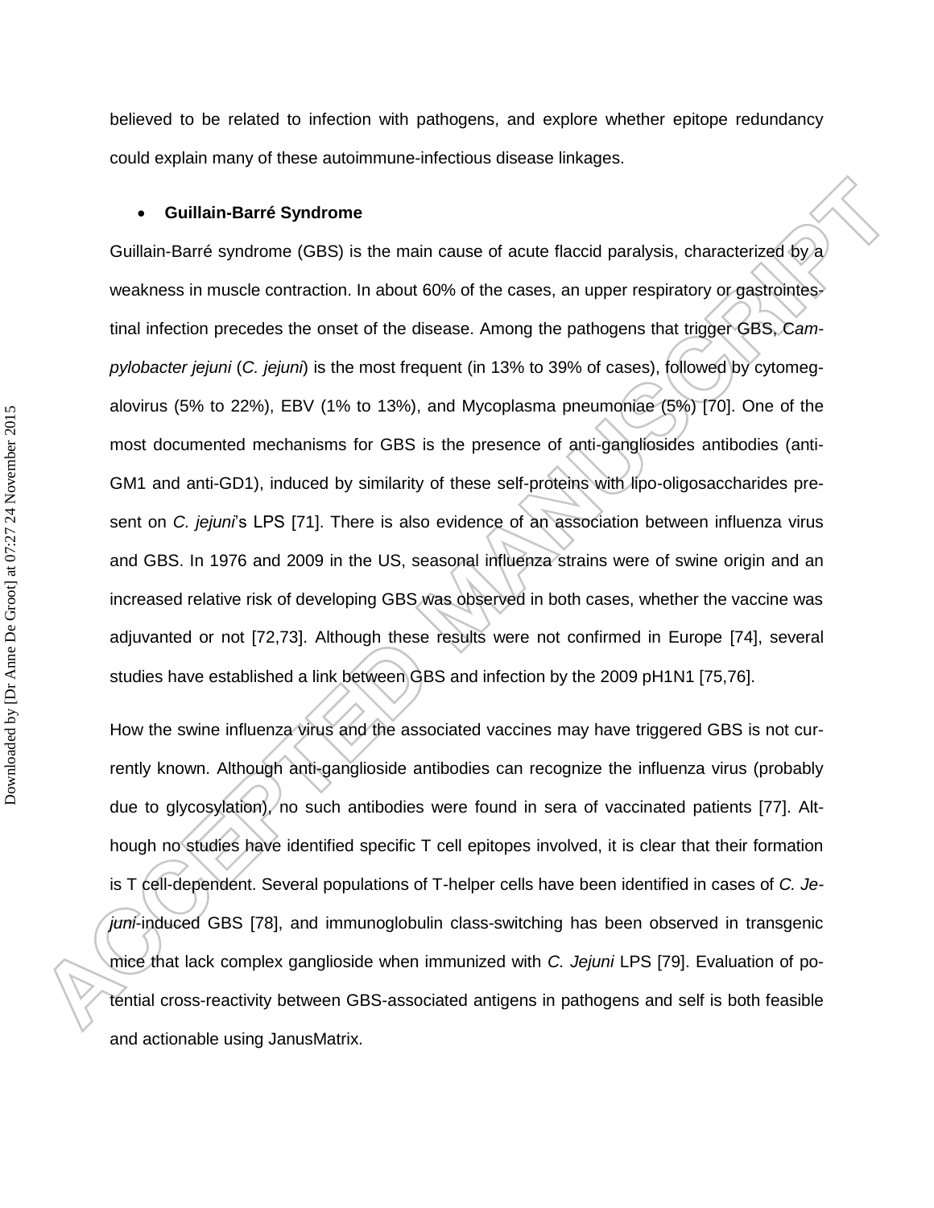believed to be related to infection with pathogens, and explore whether epitope redundancy could explain many of these autoimmune-infectious disease linkages.

- **Guillain-Barré Syndrome**

Guillain-Barré syndrome (GBS) is the main cause of acute flaccid paralysis, characterized by a weakness in muscle contraction. In about 60% of the cases, an upper respiratory or gastrointestinal infection precedes the onset of the disease. Among the pathogens that trigger GBS, *Campylobacter jejuni* (*C. jejuni*) is the most frequent (in 13% to 39% of cases), followed by cytomegalovirus (5% to 22%), EBV (1% to 13%), and Mycoplasma pneumoniae (5%) [70]. One of the most documented mechanisms for GBS is the presence of anti-gangliosides antibodies (anti-GM1 and anti-GD1), induced by similarity of these self-proteins with lipo-oligosaccharides present on *C. jejuni*'s LPS [71]. There is also evidence of an association between influenza virus and GBS. In 1976 and 2009 in the US, seasonal influenza strains were of swine origin and an increased relative risk of developing GBS was observed in both cases, whether the vaccine was adjuvanted or not [72,73]. Although these results were not confirmed in Europe [74], several studies have established a link between GBS and infection by the 2009 pH1N1 [75,76].

How the swine influenza virus and the associated vaccines may have triggered GBS is not currently known. Although anti-ganglioside antibodies can recognize the influenza virus (probably due to glycosylation), no such antibodies were found in sera of vaccinated patients [77]. Although no studies have identified specific T cell epitopes involved, it is clear that their formation is T cell-dependent. Several populations of T-helper cells have been identified in cases of *C. Jejuni*-induced GBS [78], and immunoglobulin class-switching has been observed in transgenic mice that lack complex ganglioside when immunized with *C. Jejuni* LPS [79]. Evaluation of potential cross-reactivity between GBS-associated antigens in pathogens and self is both feasible and actionable using JanusMatrix.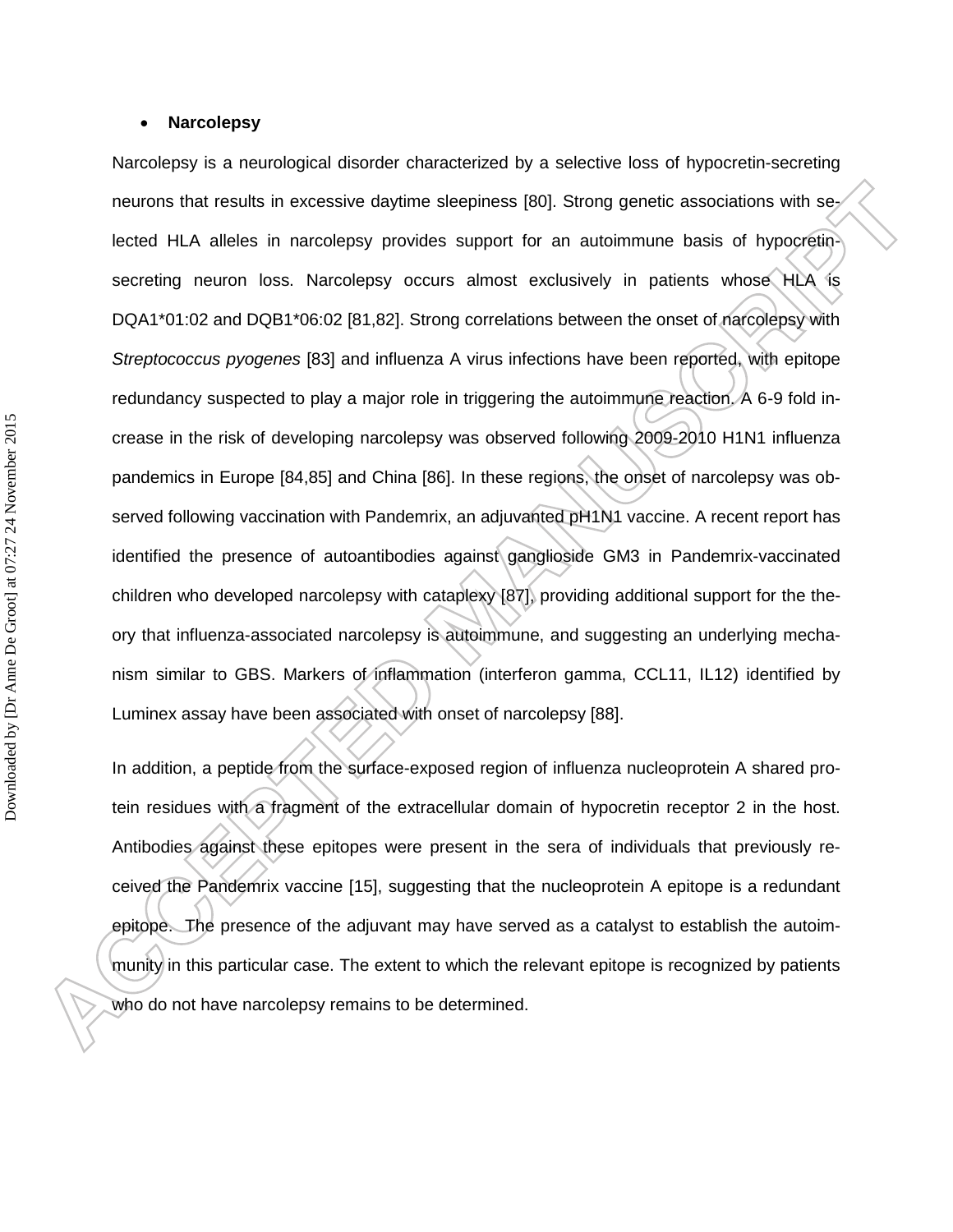- **Narcolepsy**

Narcolepsy is a neurological disorder characterized by a selective loss of hypocretin-secreting neurons that results in excessive daytime sleepiness [80]. Strong genetic associations with selected HLA alleles in narcolepsy provides support for an autoimmune basis of hypocretin-secreting neuron loss. Narcolepsy occurs almost exclusively in patients whose HLA is DQA1*01:02 and DQB1*06:02 [81,82]. Strong correlations between the onset of narcolepsy with *Streptococcus pyogenes* [83] and influenza A virus infections have been reported, with epitope redundancy suspected to play a major role in triggering the autoimmune reaction. A 6-9 fold increase in the risk of developing narcolepsy was observed following 2009-2010 H1N1 influenza pandemics in Europe [84,85] and China [86]. In these regions, the onset of narcolepsy was observed following vaccination with Pandemrix, an adjuvanted pH1N1 vaccine. A recent report has identified the presence of autoantibodies against ganglioside GM3 in Pandemrix-vaccinated children who developed narcolepsy with cataplexy [87], providing additional support for the theory that influenza-associated narcolepsy is autoimmune, and suggesting an underlying mechanism similar to GBS. Markers of inflammation (interferon gamma, CCL11, IL12) identified by Luminex assay have been associated with onset of narcolepsy [88].

In addition, a peptide from the surface-exposed region of influenza nucleoprotein A shared protein residues with a fragment of the extracellular domain of hypocretin receptor 2 in the host. Antibodies against these epitopes were present in the sera of individuals that previously received the Pandemrix vaccine [15], suggesting that the nucleoprotein A epitope is a redundant epitope. The presence of the adjuvant may have served as a catalyst to establish the autoimmunity in this particular case. The extent to which the relevant epitope is recognized by patients who do not have narcolepsy remains to be determined.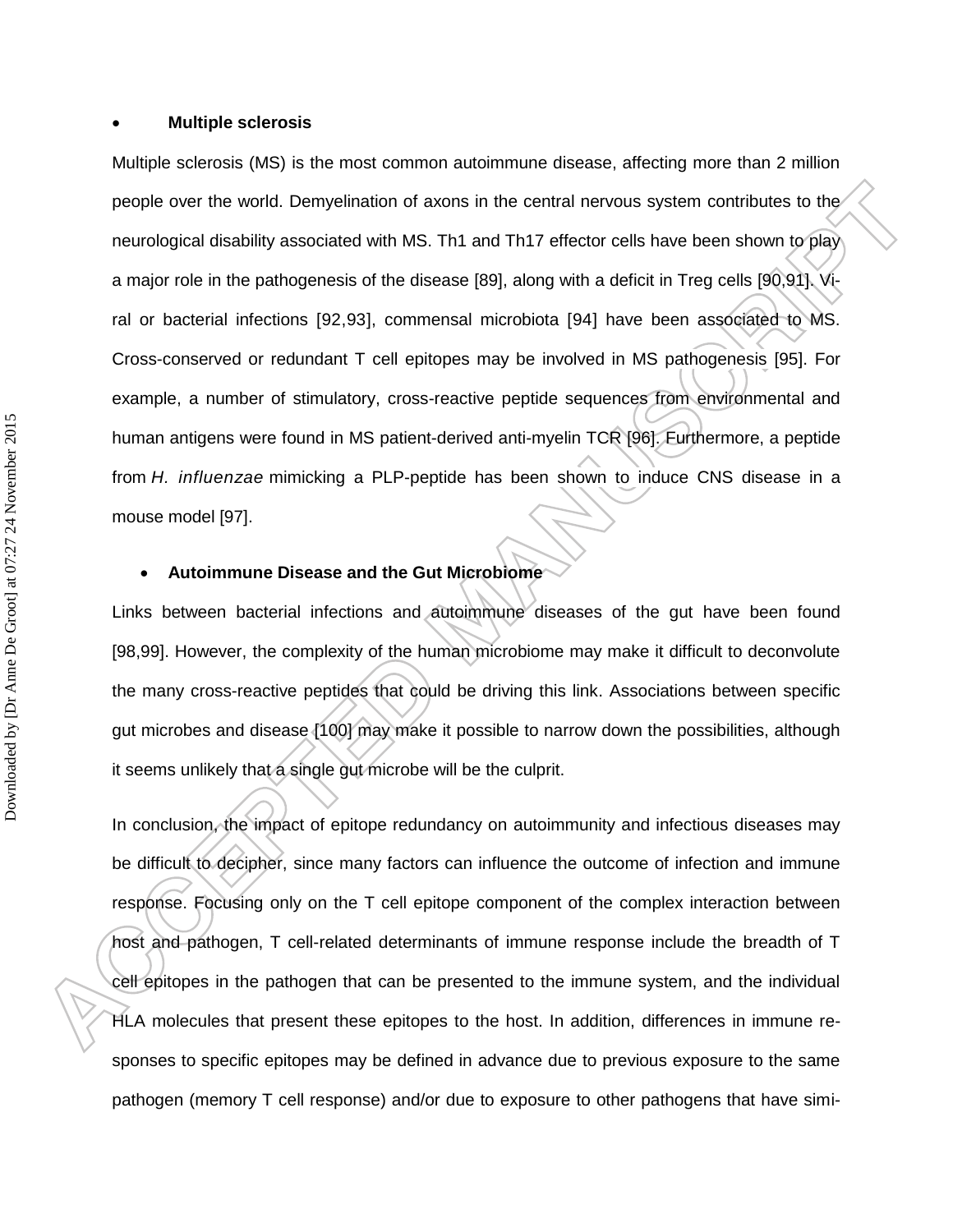- **Multiple sclerosis**

Multiple sclerosis (MS) is the most common autoimmune disease, affecting more than 2 million people over the world. Demyelination of axons in the central nervous system contributes to the neurological disability associated with MS. Th1 and Th17 effector cells have been shown to play a major role in the pathogenesis of the disease [89], along with a deficit in Treg cells [90,91]. Viral or bacterial infections [92,93], commensal microbiota [94] have been associated to MS. Cross-conserved or redundant T cell epitopes may be involved in MS pathogenesis [95]. For example, a number of stimulatory, cross-reactive peptide sequences from environmental and human antigens were found in MS patient-derived anti-myelin TCR [96]. Furthermore, a peptide from *H. influenzae* mimicking a PLP-peptide has been shown to induce CNS disease in a mouse model [97].

- **Autoimmune Disease and the Gut Microbiome**

Links between bacterial infections and autoimmune diseases of the gut have been found [98,99]. However, the complexity of the human microbiome may make it difficult to deconvolute the many cross-reactive peptides that could be driving this link. Associations between specific gut microbes and disease [100] may make it possible to narrow down the possibilities, although it seems unlikely that a single gut microbe will be the culprit.

In conclusion, the impact of epitope redundancy on autoimmunity and infectious diseases may be difficult to decipher, since many factors can influence the outcome of infection and immune response. Focusing only on the T cell epitope component of the complex interaction between host and pathogen, T cell-related determinants of immune response include the breadth of T cell epitopes in the pathogen that can be presented to the immune system, and the individual HLA molecules that present these epitopes to the host. In addition, differences in immune responses to specific epitopes may be defined in advance due to previous exposure to the same pathogen (memory T cell response) and/or due to exposure to other pathogens that have simi-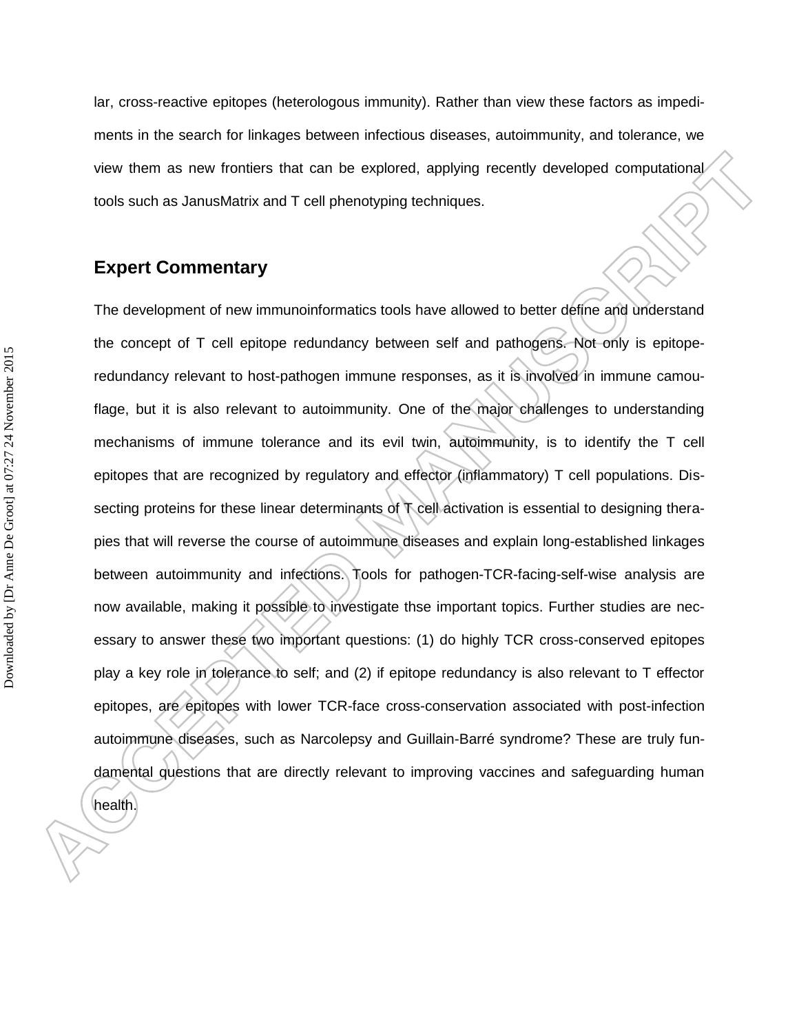lar, cross-reactive epitopes (heterologous immunity). Rather than view these factors as impediments in the search for linkages between infectious diseases, autoimmunity, and tolerance, we view them as new frontiers that can be explored, applying recently developed computational tools such as JanusMatrix and T cell phenotyping techniques.

## Expert Commentary

The development of new immunoinformatics tools have allowed to better define and understand the concept of T cell epitope redundancy between self and pathogens. Not only is epitope-redundancy relevant to host-pathogen immune responses, as it is involved in immune camouflage, but it is also relevant to autoimmunity. One of the major challenges to understanding mechanisms of immune tolerance and its evil twin, autoimmunity, is to identify the T cell epitopes that are recognized by regulatory and effector (inflammatory) T cell populations. Dissecting proteins for these linear determinants of T cell activation is essential to designing therapies that will reverse the course of autoimmune diseases and explain long-established linkages between autoimmunity and infections. Tools for pathogen-TCR-facing-self-wise analysis are now available, making it possible to investigate thse important topics. Further studies are necessary to answer these two important questions: (1) do highly TCR cross-conserved epitopes play a key role in tolerance to self; and (2) if epitope redundancy is also relevant to T effector epitopes, are epitopes with lower TCR-face cross-conservation associated with post-infection autoimmune diseases, such as Narcolepsy and Guillain-Barré syndrome? These are truly fundamental questions that are directly relevant to improving vaccines and safeguarding human health.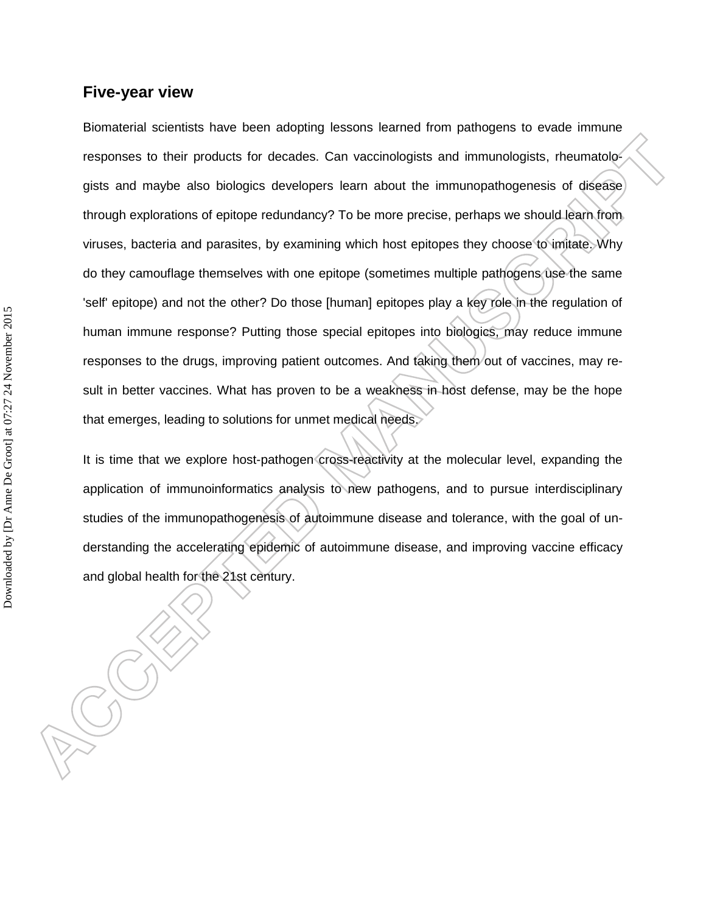## Five-year view

Biomaterial scientists have been adopting lessons learned from pathogens to evade immune responses to their products for decades. Can vaccinologists and immunologists, rheumatologists and maybe also biologics developers learn about the immunopathogenesis of disease through explorations of epitope redundancy? To be more precise, perhaps we should learn from viruses, bacteria and parasites, by examining which host epitopes they choose to imitate. Why do they camouflage themselves with one epitope (sometimes multiple pathogens use the same 'self' epitope) and not the other? Do those [human] epitopes play a key role in the regulation of human immune response? Putting those special epitopes into biologics, may reduce immune responses to the drugs, improving patient outcomes. And taking them out of vaccines, may result in better vaccines. What has proven to be a weakness in host defense, may be the hope that emerges, leading to solutions for unmet medical needs.

It is time that we explore host-pathogen cross-reactivity at the molecular level, expanding the application of immunoinformatics analysis to new pathogens, and to pursue interdisciplinary studies of the immunopathogenesis of autoimmune disease and tolerance, with the goal of understanding the accelerating epidemic of autoimmune disease, and improving vaccine efficacy and global health for the 21st century.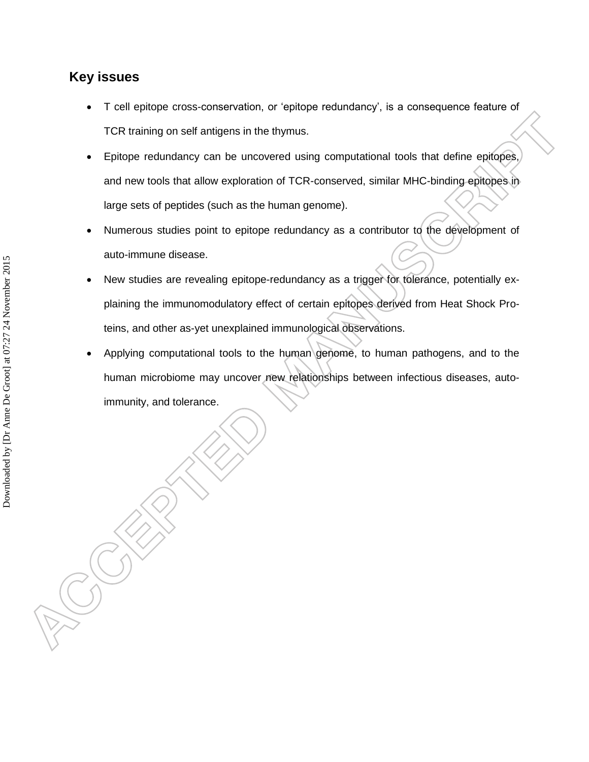## Key issues

- T cell epitope cross-conservation, or 'epitope redundancy', is a consequence feature of TCR training on self antigens in the thymus.
- Epitope redundancy can be uncovered using computational tools that define epitopes, and new tools that allow exploration of TCR-conserved, similar MHC-binding epitopes in large sets of peptides (such as the human genome).
- Numerous studies point to epitope redundancy as a contributor to the development of auto-immune disease.
- New studies are revealing epitope-redundancy as a trigger for tolerance, potentially explaining the immunomodulatory effect of certain epitopes derived from Heat Shock Proteins, and other as-yet unexplained immunological observations.
- Applying computational tools to the human genome, to human pathogens, and to the human microbiome may uncover new relationships between infectious diseases, auto-immunity, and tolerance.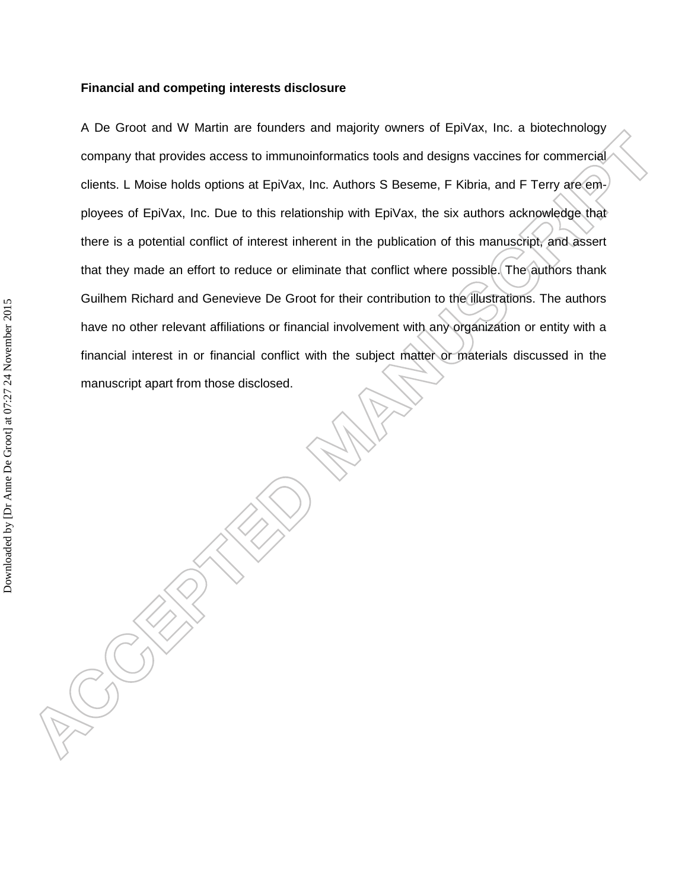**Financial and competing interests disclosure**

A De Groot and W Martin are founders and majority owners of EpiVax, Inc. a biotechnology company that provides access to immunoinformatics tools and designs vaccines for commercial clients. L Moise holds options at EpiVax, Inc. Authors S Beseme, F Kibria, and F Terry are employees of EpiVax, Inc. Due to this relationship with EpiVax, the six authors acknowledge that there is a potential conflict of interest inherent in the publication of this manuscript, and assert that they made an effort to reduce or eliminate that conflict where possible. The authors thank Guilhem Richard and Genevieve De Groot for their contribution to the illustrations. The authors have no other relevant affiliations or financial involvement with any organization or entity with a financial interest in or financial conflict with the subject matter or materials discussed in the manuscript apart from those disclosed.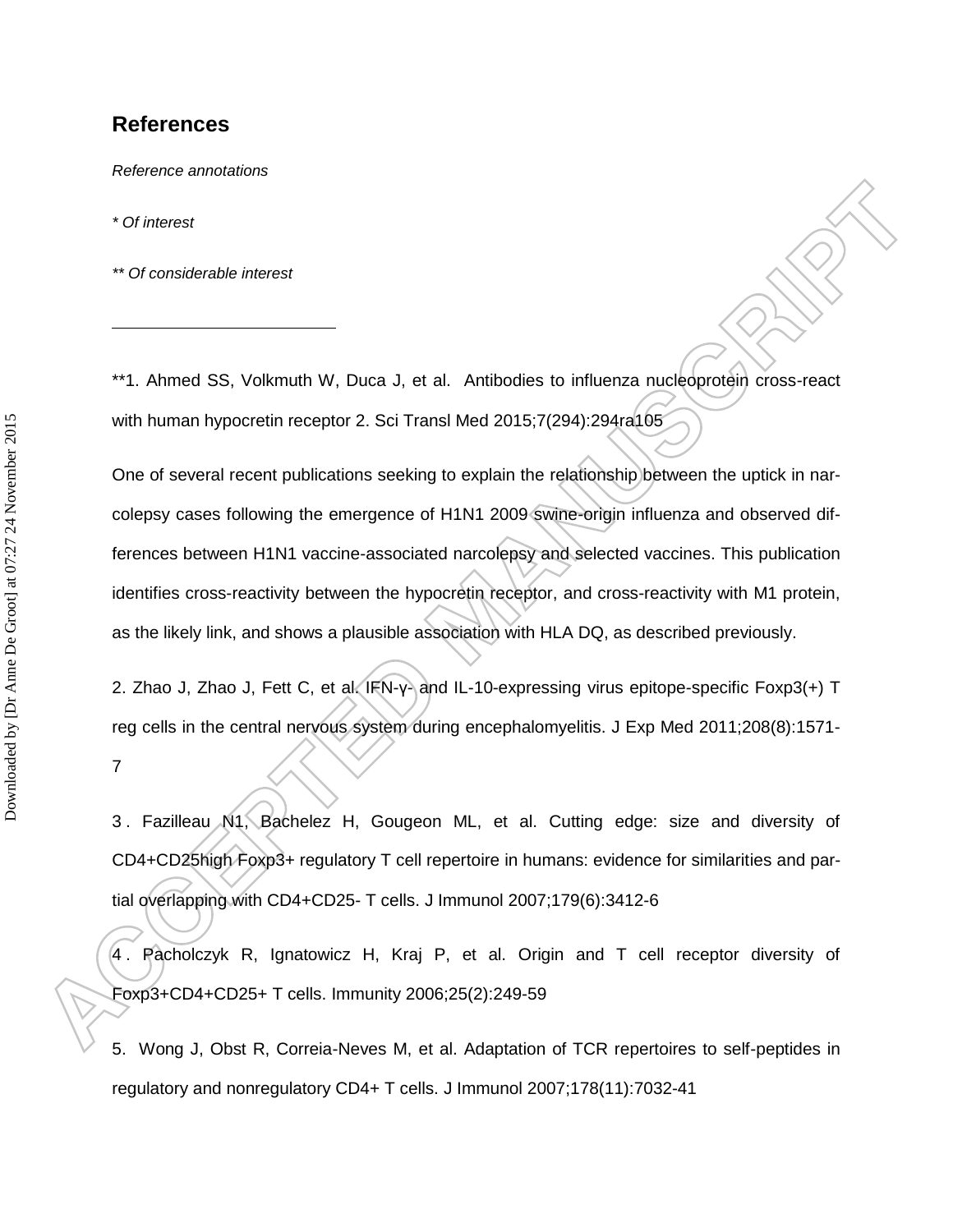## References

*Reference annotations*

*\* Of interest*

*\*\* Of considerable interest*

---

**1. Ahmed SS, Volkmuth W, Duca J, et al. Antibodies to influenza nucleoprotein cross-react with human hypocretin receptor 2. Sci Transl Med 2015;7(294):294ra105

One of several recent publications seeking to explain the relationship between the uptick in narcolepsy cases following the emergence of H1N1 2009 swine-origin influenza and observed differences between H1N1 vaccine-associated narcolepsy and selected vaccines. This publication identifies cross-reactivity between the hypocretin receptor, and cross-reactivity with M1 protein, as the likely link, and shows a plausible association with HLA DQ, as described previously.

2. Zhao J, Zhao J, Fett C, et al. IFN-γ- and IL-10-expressing virus epitope-specific Foxp3(+) T reg cells in the central nervous system during encephalomyelitis. J Exp Med 2011;208(8):1571-7

3. Fazilleau N1, Bachelez H, Gougeon ML, et al. Cutting edge: size and diversity of CD4+CD25high Foxp3+ regulatory T cell repertoire in humans: evidence for similarities and partial overlapping with CD4+CD25- T cells. J Immunol 2007;179(6):3412-6

4. Pacholczyk R, Ignatowicz H, Kraj P, et al. Origin and T cell receptor diversity of Foxp3+CD4+CD25+ T cells. Immunity 2006;25(2):249-59

5. Wong J, Obst R, Correia-Neves M, et al. Adaptation of TCR repertoires to self-peptides in regulatory and nonregulatory CD4+ T cells. J Immunol 2007;178(11):7032-41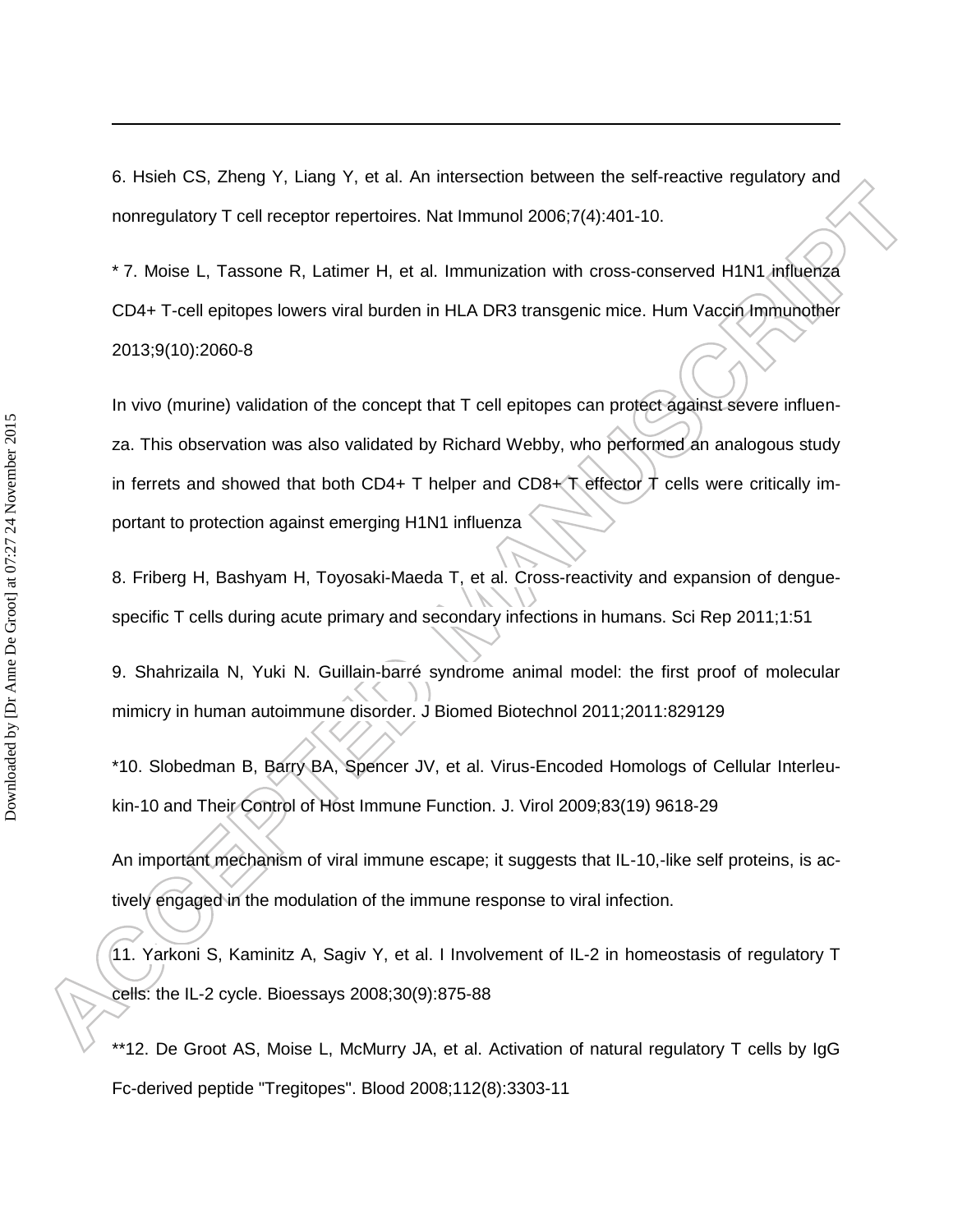6. Hsieh CS, Zheng Y, Liang Y, et al. An intersection between the self-reactive regulatory and nonregulatory T cell receptor repertoires. Nat Immunol 2006;7(4):401-10.

* 7. Moise L, Tassone R, Latimer H, et al. Immunization with cross-conserved H1N1 influenza CD4+ T-cell epitopes lowers viral burden in HLA DR3 transgenic mice. Hum Vaccin Immunother 2013;9(10):2060-8

In vivo (murine) validation of the concept that T cell epitopes can protect against severe influenza. This observation was also validated by Richard Webby, who performed an analogous study in ferrets and showed that both CD4+ T helper and CD8+ T effector T cells were critically important to protection against emerging H1N1 influenza

8. Friberg H, Bashyam H, Toyosaki-Maeda T, et al. Cross-reactivity and expansion of dengue-specific T cells during acute primary and secondary infections in humans. Sci Rep 2011;1:51

9. Shahrizaila N, Yuki N. Guillain-barré syndrome animal model: the first proof of molecular mimicry in human autoimmune disorder. J Biomed Biotechnol 2011;2011:829129

*10. Slobedman B, Barry BA, Spencer JV, et al. Virus-Encoded Homologs of Cellular Interleukin-10 and Their Control of Host Immune Function. J. Virol 2009;83(19) 9618-29

An important mechanism of viral immune escape; it suggests that IL-10,-like self proteins, is actively engaged in the modulation of the immune response to viral infection.

11. Yarkoni S, Kaminitz A, Sagiv Y, et al. I Involvement of IL-2 in homeostasis of regulatory T cells: the IL-2 cycle. Bioessays 2008;30(9):875-88

**12. De Groot AS, Moise L, McMurry JA, et al. Activation of natural regulatory T cells by IgG Fc-derived peptide "Tregitopes". Blood 2008;112(8):3303-11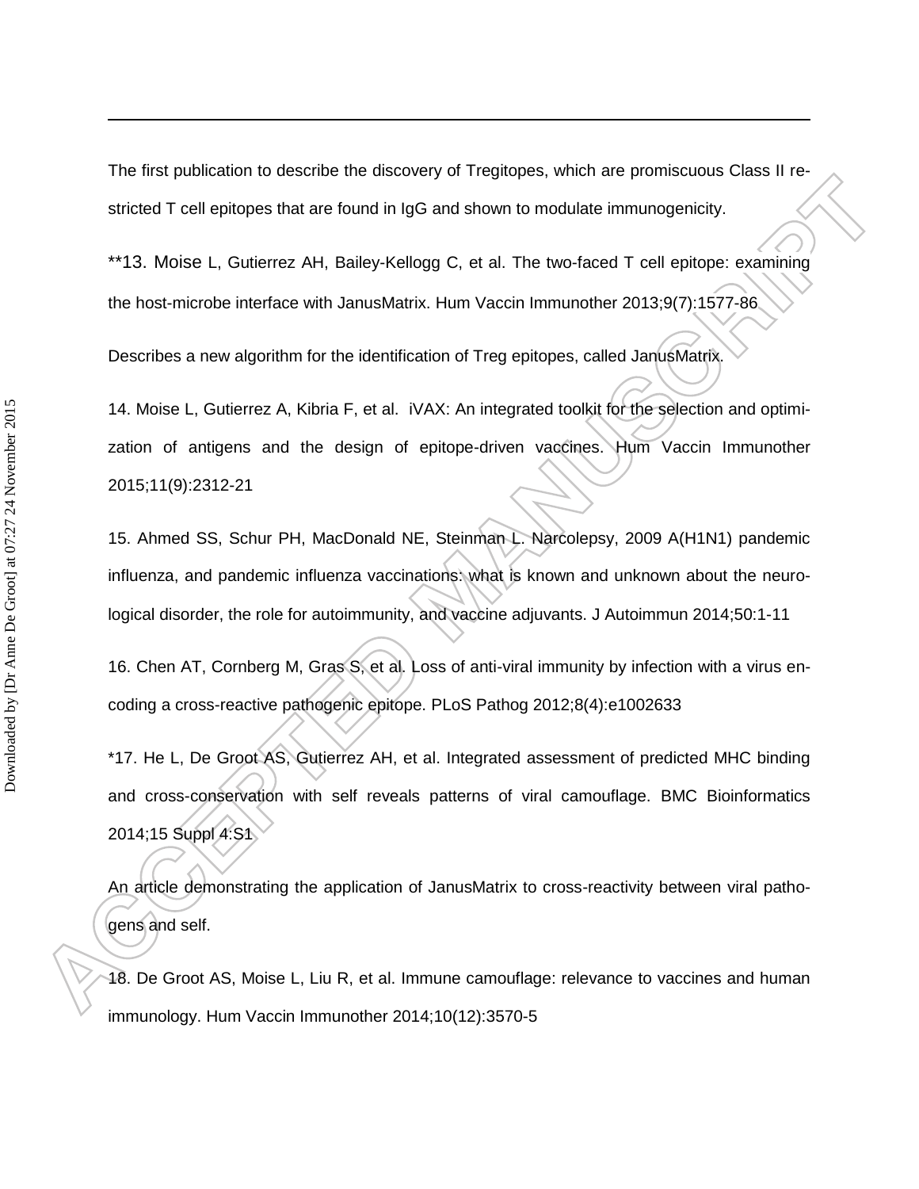The first publication to describe the discovery of Tregitopes, which are promiscuous Class II restricted T cell epitopes that are found in IgG and shown to modulate immunogenicity.

**13. Moise L, Gutierrez AH, Bailey-Kellogg C, et al. The two-faced T cell epitope: examining the host-microbe interface with JanusMatrix. Hum Vaccin Immunother 2013;9(7):1577-86

Describes a new algorithm for the identification of Treg epitopes, called JanusMatrix.

14. Moise L, Gutierrez A, Kibria F, et al. iVAX: An integrated toolkit for the selection and optimization of antigens and the design of epitope-driven vaccines. Hum Vaccin Immunother 2015;11(9):2312-21

15. Ahmed SS, Schur PH, MacDonald NE, Steinman L. Narcolepsy, 2009 A(H1N1) pandemic influenza, and pandemic influenza vaccinations: what is known and unknown about the neurological disorder, the role for autoimmunity, and vaccine adjuvants. J Autoimmun 2014;50:1-11

16. Chen AT, Cornberg M, Gras S, et al. Loss of anti-viral immunity by infection with a virus encoding a cross-reactive pathogenic epitope. PLoS Pathog 2012;8(4):e1002633

*17. He L, De Groot AS, Gutierrez AH, et al. Integrated assessment of predicted MHC binding and cross-conservation with self reveals patterns of viral camouflage. BMC Bioinformatics 2014;15 Suppl 4:S1

An article demonstrating the application of JanusMatrix to cross-reactivity between viral pathogens and self.

18. De Groot AS, Moise L, Liu R, et al. Immune camouflage: relevance to vaccines and human immunology. Hum Vaccin Immunother 2014;10(12):3570-5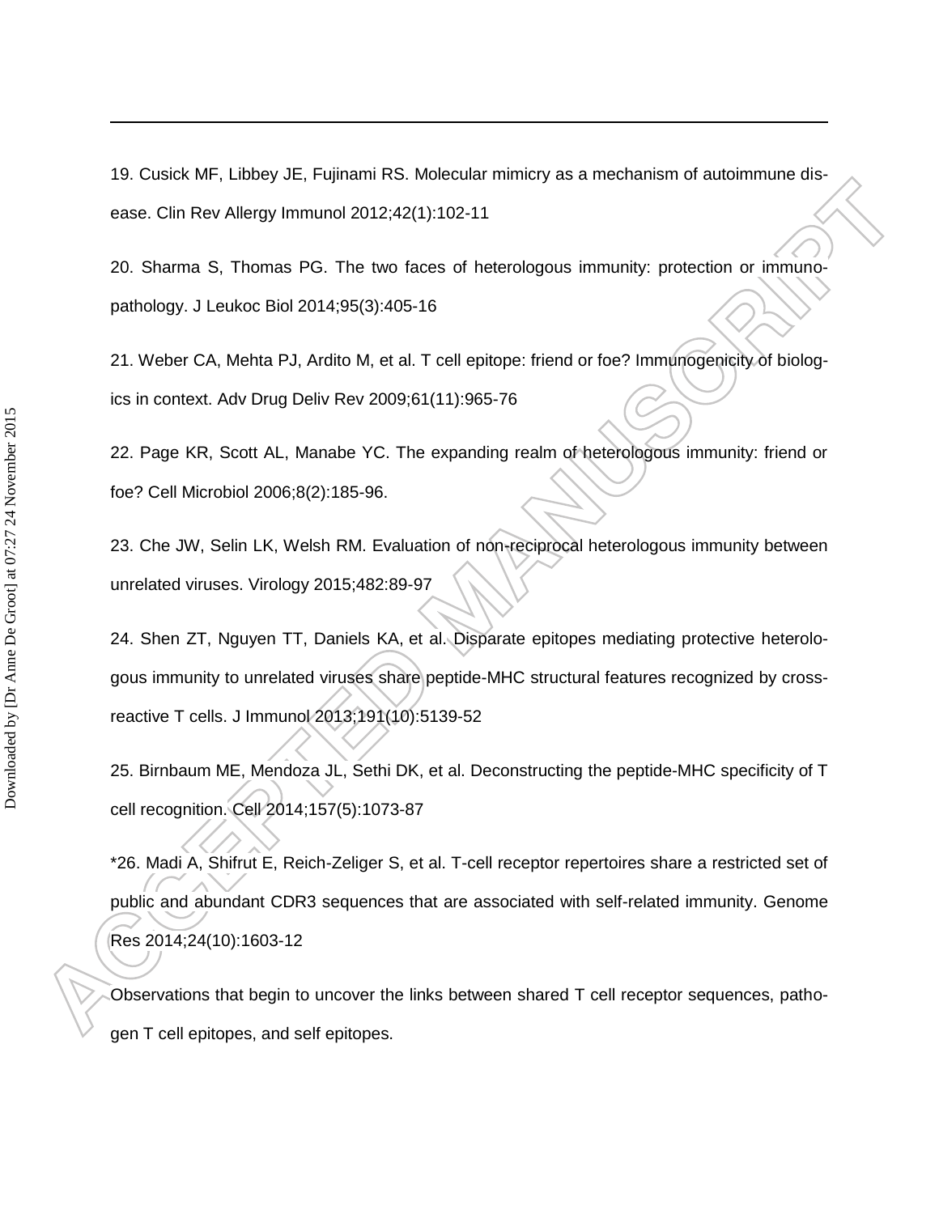19. Cusick MF, Libbey JE, Fujinami RS. Molecular mimicry as a mechanism of autoimmune disease. Clin Rev Allergy Immunol 2012;42(1):102-11

20. Sharma S, Thomas PG. The two faces of heterologous immunity: protection or immunopathology. J Leukoc Biol 2014;95(3):405-16

21. Weber CA, Mehta PJ, Ardito M, et al. T cell epitope: friend or foe? Immunogenicity of biologics in context. Adv Drug Deliv Rev 2009;61(11):965-76

22. Page KR, Scott AL, Manabe YC. The expanding realm of heterologous immunity: friend or foe? Cell Microbiol 2006;8(2):185-96.

23. Che JW, Selin LK, Welsh RM. Evaluation of non-reciprocal heterologous immunity between unrelated viruses. Virology 2015;482:89-97

24. Shen ZT, Nguyen TT, Daniels KA, et al. Disparate epitopes mediating protective heterologous immunity to unrelated viruses share peptide-MHC structural features recognized by cross-reactive T cells. J Immunol 2013;191(10):5139-52

25. Birnbaum ME, Mendoza JL, Sethi DK, et al. Deconstructing the peptide-MHC specificity of T cell recognition. Cell 2014;157(5):1073-87

*26. Madi A, Shifrut E, Reich-Zeliger S, et al. T-cell receptor repertoires share a restricted set of public and abundant CDR3 sequences that are associated with self-related immunity. Genome Res 2014;24(10):1603-12

Observations that begin to uncover the links between shared T cell receptor sequences, pathogen T cell epitopes, and self epitopes.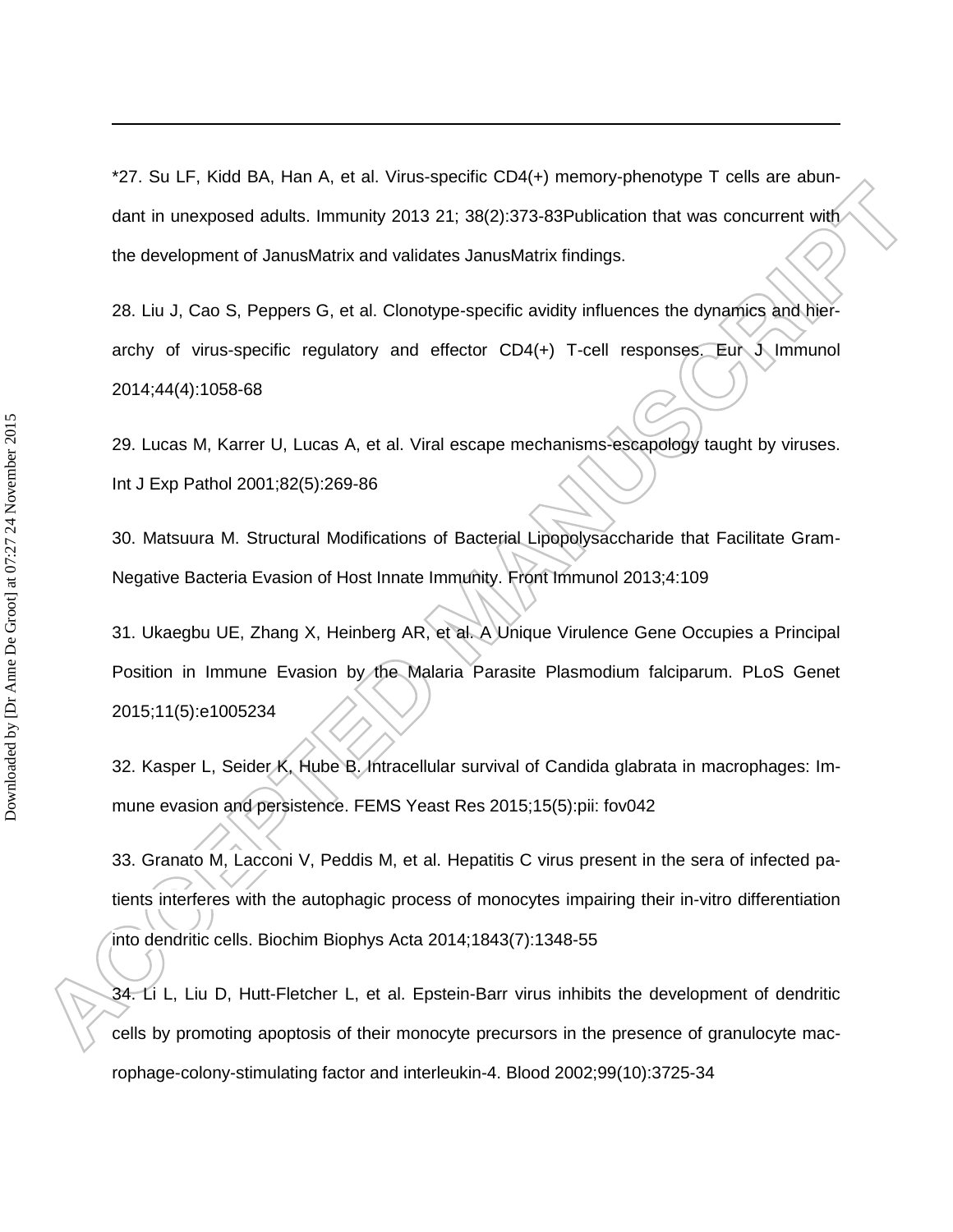*27. Su LF, Kidd BA, Han A, et al. Virus-specific CD4(+) memory-phenotype T cells are abundant in unexposed adults. Immunity 2013 21; 38(2):373-83Publication that was concurrent with the development of JanusMatrix and validates JanusMatrix findings.

28. Liu J, Cao S, Peppers G, et al. Clonotype-specific avidity influences the dynamics and hierarchy of virus-specific regulatory and effector CD4(+) T-cell responses. Eur J Immunol 2014;44(4):1058-68

29. Lucas M, Karrer U, Lucas A, et al. Viral escape mechanisms-escapology taught by viruses. Int J Exp Pathol 2001;82(5):269-86

30. Matsuura M. Structural Modifications of Bacterial Lipopolysaccharide that Facilitate Gram-Negative Bacteria Evasion of Host Innate Immunity. Front Immunol 2013;4:109

31. Ukaegbu UE, Zhang X, Heinberg AR, et al. A Unique Virulence Gene Occupies a Principal Position in Immune Evasion by the Malaria Parasite Plasmodium falciparum. PLoS Genet 2015;11(5):e1005234

32. Kasper L, Seider K, Hube B. Intracellular survival of Candida glabrata in macrophages: Immune evasion and persistence. FEMS Yeast Res 2015;15(5):pii: fov042

33. Granato M, Lacconi V, Peddis M, et al. Hepatitis C virus present in the sera of infected patients interferes with the autophagic process of monocytes impairing their in-vitro differentiation into dendritic cells. Biochim Biophys Acta 2014;1843(7):1348-55

34. Li L, Liu D, Hutt-Fletcher L, et al. Epstein-Barr virus inhibits the development of dendritic cells by promoting apoptosis of their monocyte precursors in the presence of granulocyte macrophage-colony-stimulating factor and interleukin-4. Blood 2002;99(10):3725-34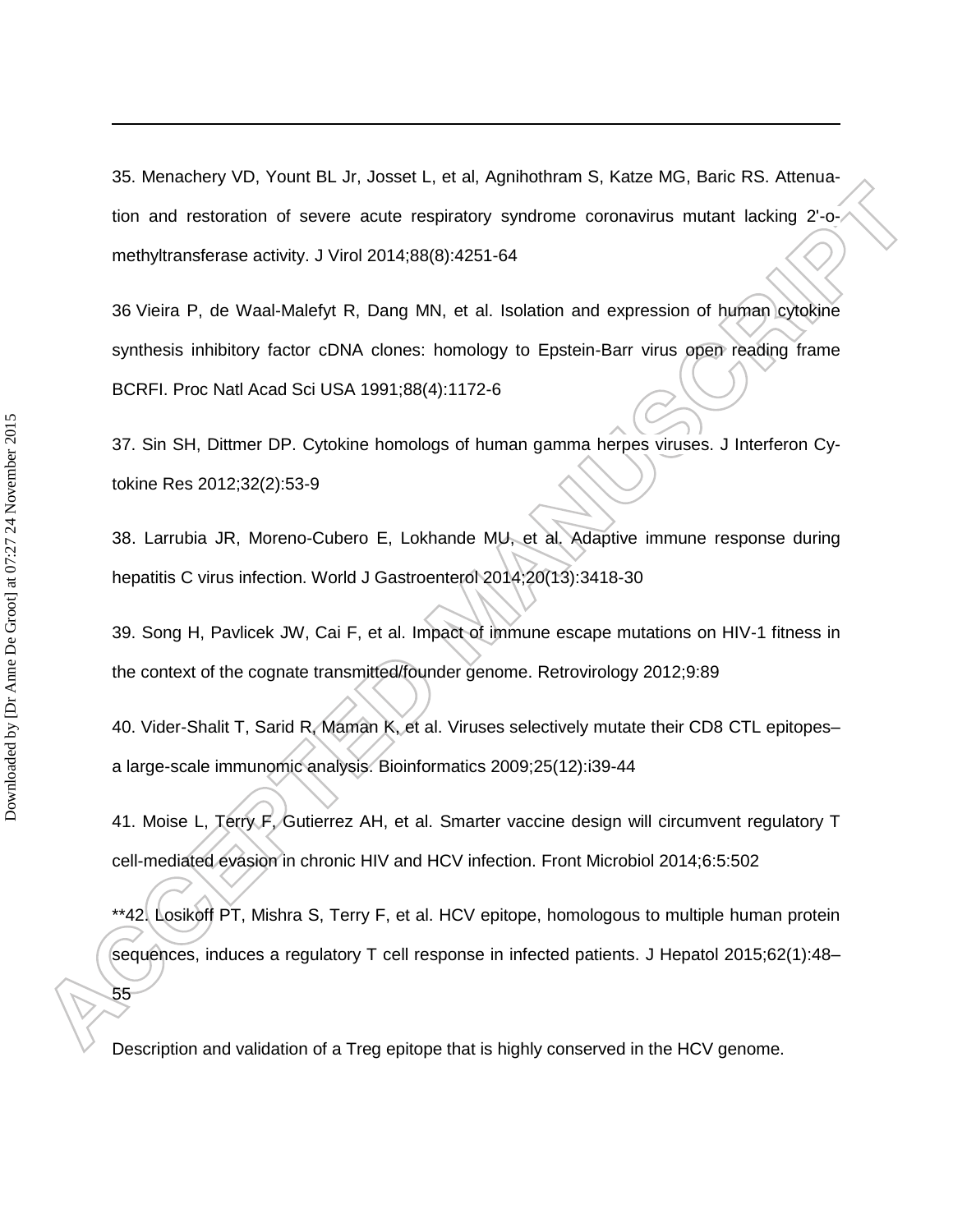35. Menachery VD, Yount BL Jr, Josset L, et al, Agnihothram S, Katze MG, Baric RS. Attenuation and restoration of severe acute respiratory syndrome coronavirus mutant lacking 2'-o-methyltransferase activity. J Virol 2014;88(8):4251-64

36 Vieira P, de Waal-Malefyt R, Dang MN, et al. Isolation and expression of human cytokine synthesis inhibitory factor cDNA clones: homology to Epstein-Barr virus open reading frame BCRFI. Proc Natl Acad Sci USA 1991;88(4):1172-6

37. Sin SH, Dittmer DP. Cytokine homologs of human gamma herpes viruses. J Interferon Cytokine Res 2012;32(2):53-9

38. Larrubia JR, Moreno-Cubero E, Lokhande MU, et al. Adaptive immune response during hepatitis C virus infection. World J Gastroenterol 2014;20(13):3418-30

39. Song H, Pavlicek JW, Cai F, et al. Impact of immune escape mutations on HIV-1 fitness in the context of the cognate transmitted/founder genome. Retrovirology 2012;9:89

40. Vider-Shalit T, Sarid R, Maman K, et al. Viruses selectively mutate their CD8 CTL epitopes– a large-scale immunomic analysis. Bioinformatics 2009;25(12):i39-44

41. Moise L, Terry F, Gutierrez AH, et al. Smarter vaccine design will circumvent regulatory T cell-mediated evasion in chronic HIV and HCV infection. Front Microbiol 2014;6:5:502

**42. Losikoff PT, Mishra S, Terry F, et al. HCV epitope, homologous to multiple human protein sequences, induces a regulatory T cell response in infected patients. J Hepatol 2015;62(1):48–55

Description and validation of a Treg epitope that is highly conserved in the HCV genome.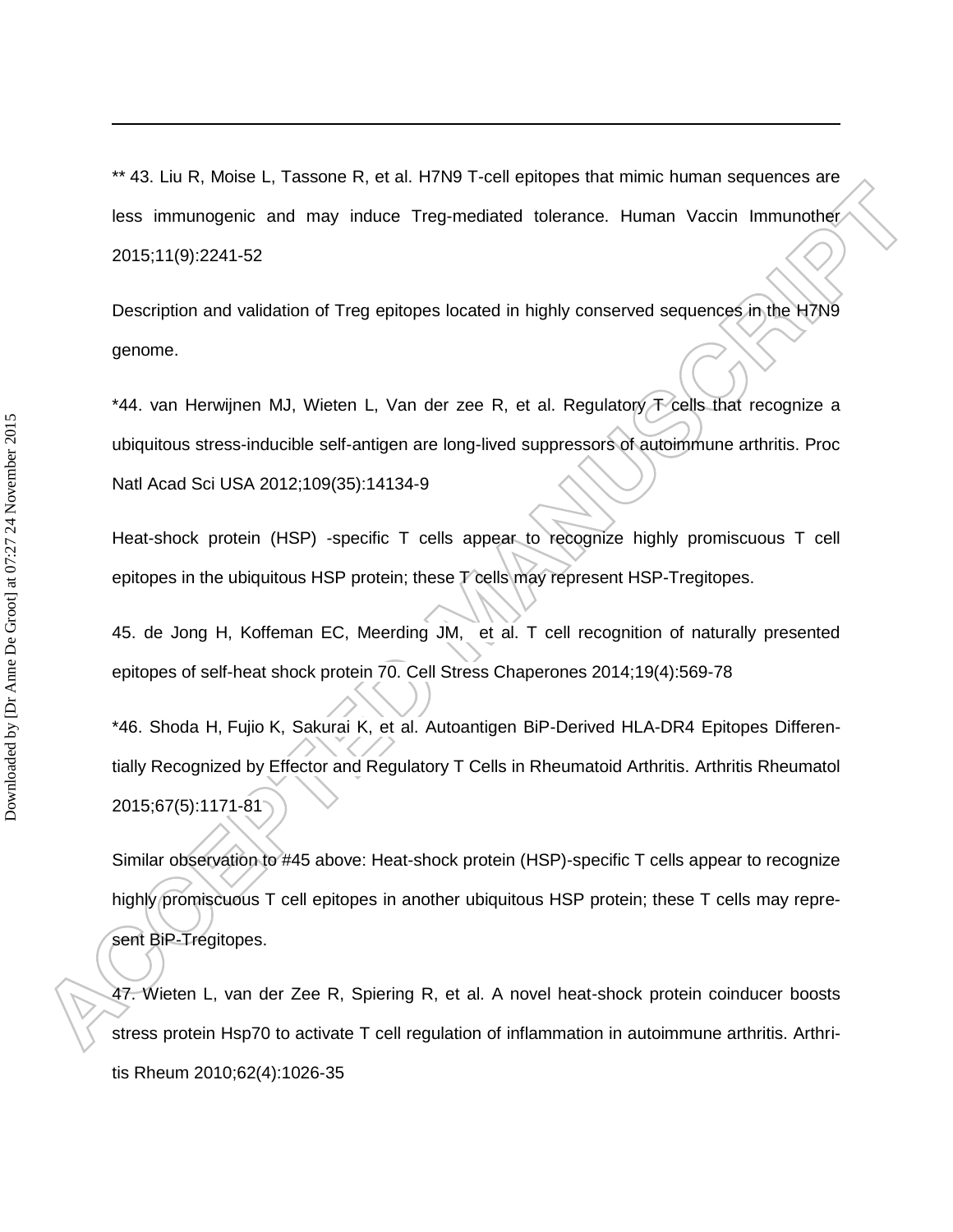** 43. Liu R, Moise L, Tassone R, et al. H7N9 T-cell epitopes that mimic human sequences are less immunogenic and may induce Treg-mediated tolerance. Human Vaccin Immunother 2015;11(9):2241-52

Description and validation of Treg epitopes located in highly conserved sequences in the H7N9 genome.

*44. van Herwijnen MJ, Wieten L, Van der zee R, et al. Regulatory T cells that recognize a ubiquitous stress-inducible self-antigen are long-lived suppressors of autoimmune arthritis. Proc Natl Acad Sci USA 2012;109(35):14134-9

Heat-shock protein (HSP) -specific T cells appear to recognize highly promiscuous T cell epitopes in the ubiquitous HSP protein; these T cells may represent HSP-Tregitopes.

45. de Jong H, Koffeman EC, Meerding JM, et al. T cell recognition of naturally presented epitopes of self-heat shock protein 70. Cell Stress Chaperones 2014;19(4):569-78

*46. Shoda H, Fujio K, Sakurai K, et al. Autoantigen BiP-Derived HLA-DR4 Epitopes Differentially Recognized by Effector and Regulatory T Cells in Rheumatoid Arthritis. Arthritis Rheumatol 2015;67(5):1171-81

Similar observation to #45 above: Heat-shock protein (HSP)-specific T cells appear to recognize highly promiscuous T cell epitopes in another ubiquitous HSP protein; these T cells may represent BiP-Tregitopes.

47. Wieten L, van der Zee R, Spiering R, et al. A novel heat-shock protein coinducer boosts stress protein Hsp70 to activate T cell regulation of inflammation in autoimmune arthritis. Arthritis Rheum 2010;62(4):1026-35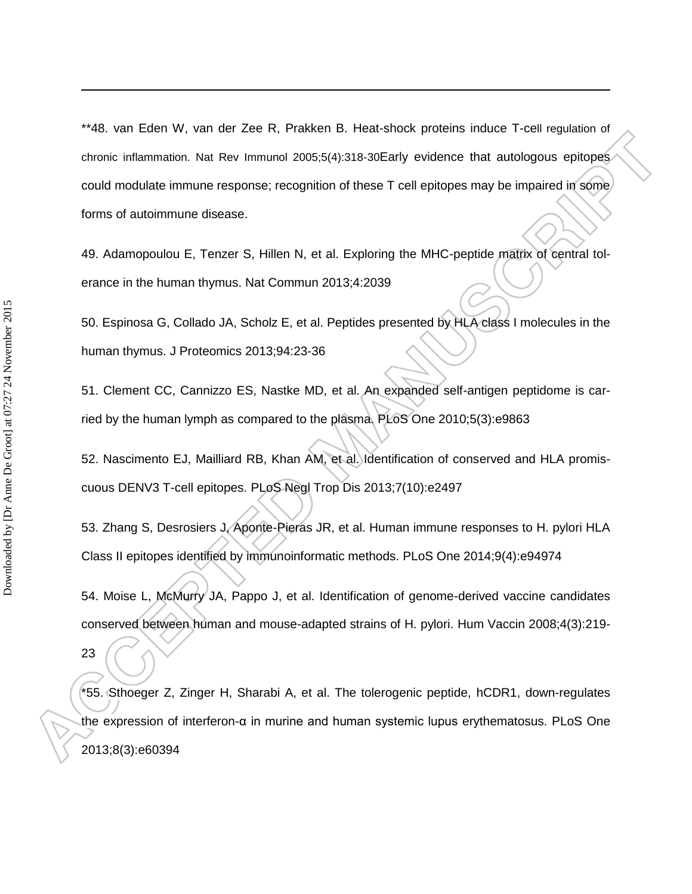**48. van Eden W, van der Zee R, Prakken B. Heat-shock proteins induce T-cell regulation of chronic inflammation. Nat Rev Immunol 2005;5(4):318-30Early evidence that autologous epitopes could modulate immune response; recognition of these T cell epitopes may be impaired in some forms of autoimmune disease.

49. Adamopoulou E, Tenzer S, Hillen N, et al. Exploring the MHC-peptide matrix of central tolerance in the human thymus. Nat Commun 2013;4:2039

50. Espinosa G, Collado JA, Scholz E, et al. Peptides presented by HLA class I molecules in the human thymus. J Proteomics 2013;94:23-36

51. Clement CC, Cannizzo ES, Nastke MD, et al. An expanded self-antigen peptidome is carried by the human lymph as compared to the plasma. PLoS One 2010;5(3):e9863

52. Nascimento EJ, Mailliard RB, Khan AM, et al. Identification of conserved and HLA promiscuous DENV3 T-cell epitopes. PLoS Negl Trop Dis 2013;7(10):e2497

53. Zhang S, Desrosiers J, Aponte-Pieras JR, et al. Human immune responses to H. pylori HLA Class II epitopes identified by immunoinformatic methods. PLoS One 2014;9(4):e94974

54. Moise L, McMurry JA, Pappo J, et al. Identification of genome-derived vaccine candidates conserved between human and mouse-adapted strains of H. pylori. Hum Vaccin 2008;4(3):219-23

*55. Sthoeger Z, Zinger H, Sharabi A, et al. The tolerogenic peptide, hCDR1, down-regulates the expression of interferon-α in murine and human systemic lupus erythematosus. PLoS One 2013;8(3):e60394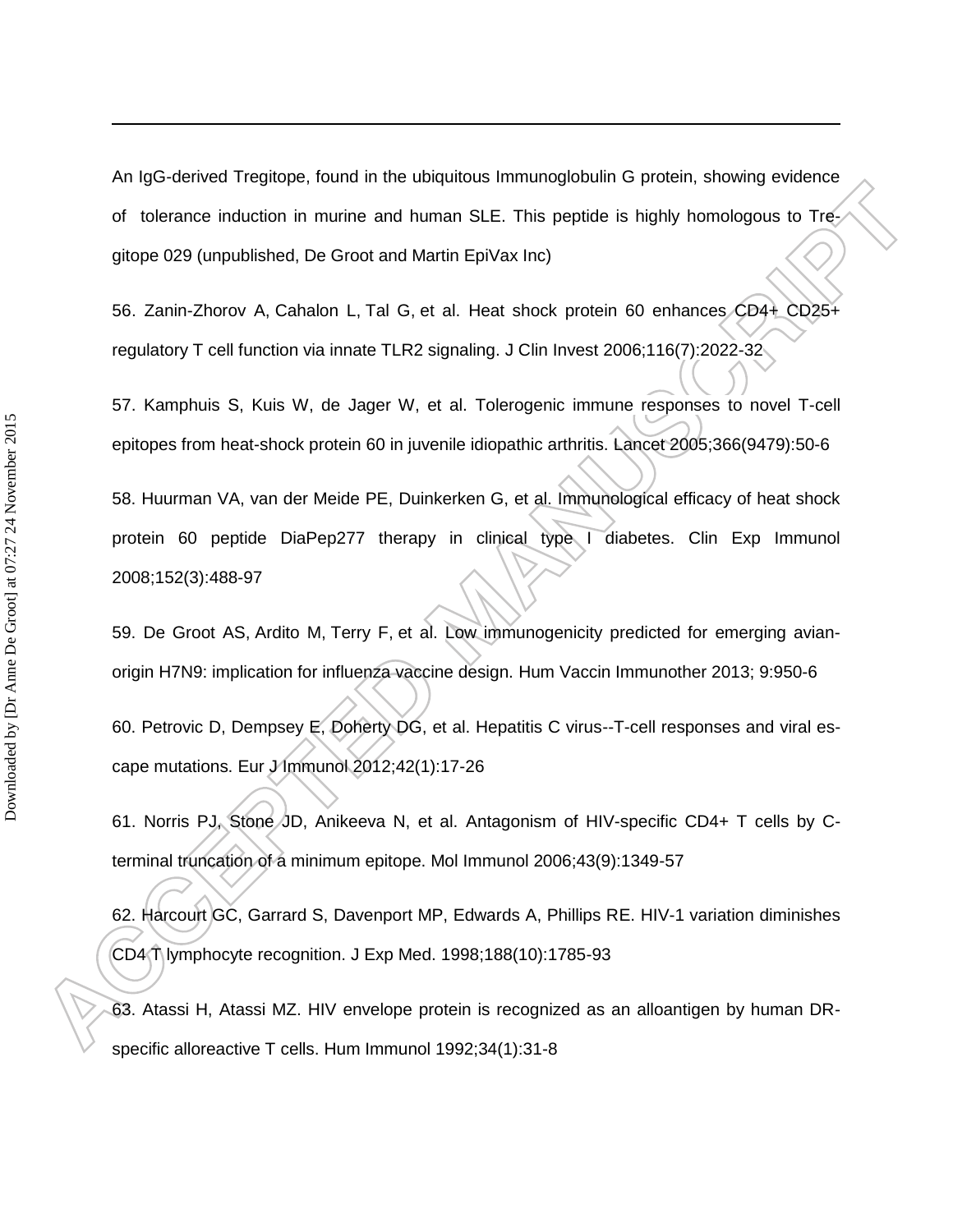An IgG-derived Tregitope, found in the ubiquitous Immunoglobulin G protein, showing evidence of tolerance induction in murine and human SLE. This peptide is highly homologous to Tregitope 029 (unpublished, De Groot and Martin EpiVax Inc)

56. Zanin-Zhorov A, Cahalon L, Tal G, et al. Heat shock protein 60 enhances CD4+ CD25+ regulatory T cell function via innate TLR2 signaling. J Clin Invest 2006;116(7):2022-32

57. Kamphuis S, Kuis W, de Jager W, et al. Tolerogenic immune responses to novel T-cell epitopes from heat-shock protein 60 in juvenile idiopathic arthritis. Lancet 2005;366(9479):50-6

58. Huurman VA, van der Meide PE, Duinkerken G, et al. Immunological efficacy of heat shock protein 60 peptide DiaPep277 therapy in clinical type I diabetes. Clin Exp Immunol 2008;152(3):488-97

59. De Groot AS, Ardito M, Terry F, et al. Low immunogenicity predicted for emerging avian-origin H7N9: implication for influenza vaccine design. Hum Vaccin Immunother 2013; 9:950-6

60. Petrovic D, Dempsey E, Doherty DG, et al. Hepatitis C virus--T-cell responses and viral escape mutations. Eur J Immunol 2012;42(1):17-26

61. Norris PJ, Stone JD, Anikeeva N, et al. Antagonism of HIV-specific CD4+ T cells by C-terminal truncation of a minimum epitope. Mol Immunol 2006;43(9):1349-57

62. Harcourt GC, Garrard S, Davenport MP, Edwards A, Phillips RE. HIV-1 variation diminishes CD4 T lymphocyte recognition. J Exp Med. 1998;188(10):1785-93

63. Atassi H, Atassi MZ. HIV envelope protein is recognized as an alloantigen by human DR-specific alloreactive T cells. Hum Immunol 1992;34(1):31-8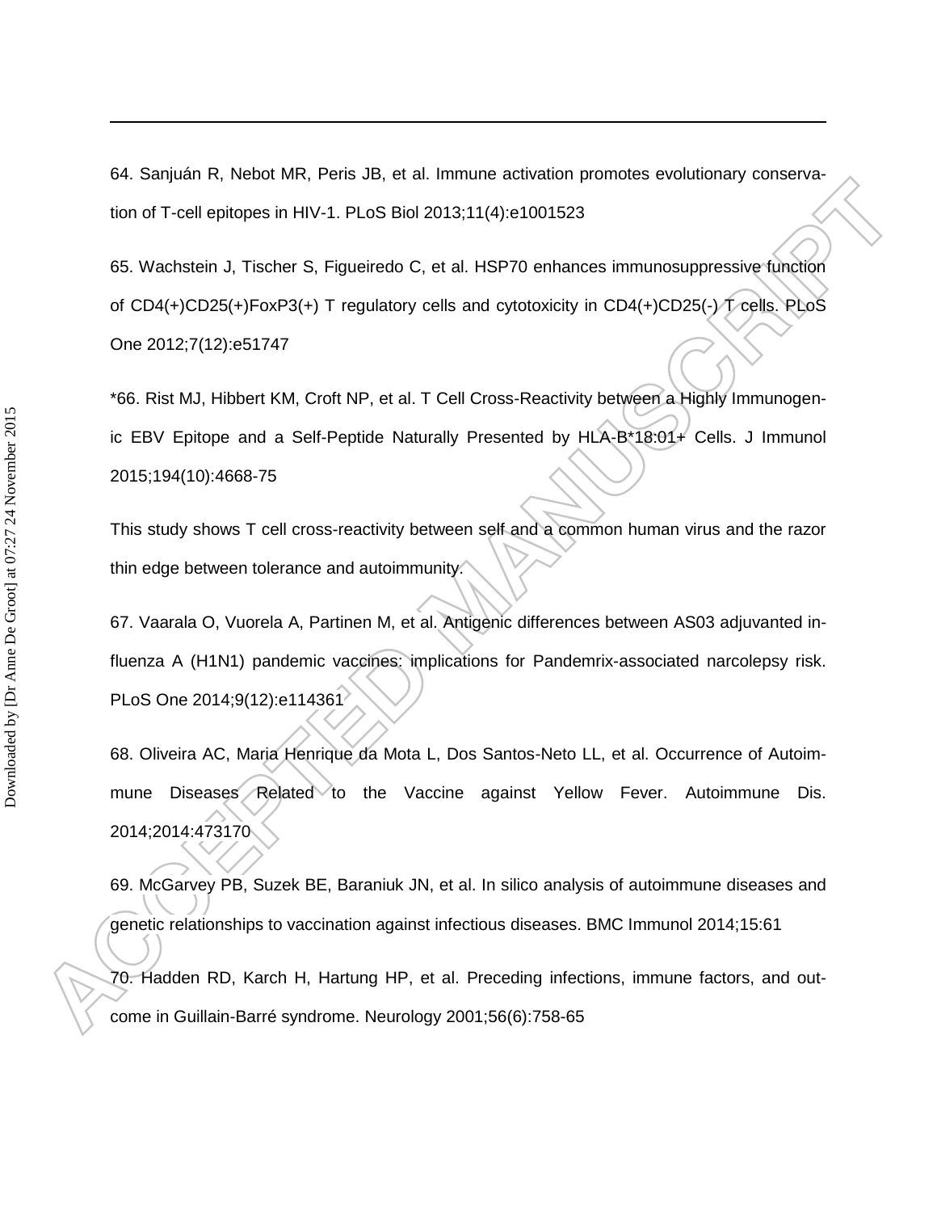64. Sanjuán R, Nebot MR, Peris JB, et al. Immune activation promotes evolutionary conservation of T-cell epitopes in HIV-1. PLoS Biol 2013;11(4):e1001523

65. Wachstein J, Tischer S, Figueiredo C, et al. HSP70 enhances immunosuppressive function of CD4(+)CD25(+)FoxP3(+) T regulatory cells and cytotoxicity in CD4(+)CD25(-) T cells. PLoS One 2012;7(12):e51747

*66. Rist MJ, Hibbert KM, Croft NP, et al. T Cell Cross-Reactivity between a Highly Immunogenic EBV Epitope and a Self-Peptide Naturally Presented by HLA-B*18:01+ Cells. J Immunol 2015;194(10):4668-75

This study shows T cell cross-reactivity between self and a common human virus and the razor thin edge between tolerance and autoimmunity.

67. Vaarala O, Vuorela A, Partinen M, et al. Antigenic differences between AS03 adjuvanted influenza A (H1N1) pandemic vaccines: implications for Pandemrix-associated narcolepsy risk. PLoS One 2014;9(12):e114361

68. Oliveira AC, Maria Henrique da Mota L, Dos Santos-Neto LL, et al. Occurrence of Autoimmune Diseases Related to the Vaccine against Yellow Fever. Autoimmune Dis. 2014;2014:473170

69. McGarvey PB, Suzek BE, Baraniuk JN, et al. In silico analysis of autoimmune diseases and genetic relationships to vaccination against infectious diseases. BMC Immunol 2014;15:61

70. Hadden RD, Karch H, Hartung HP, et al. Preceding infections, immune factors, and outcome in Guillain-Barré syndrome. Neurology 2001;56(6):758-65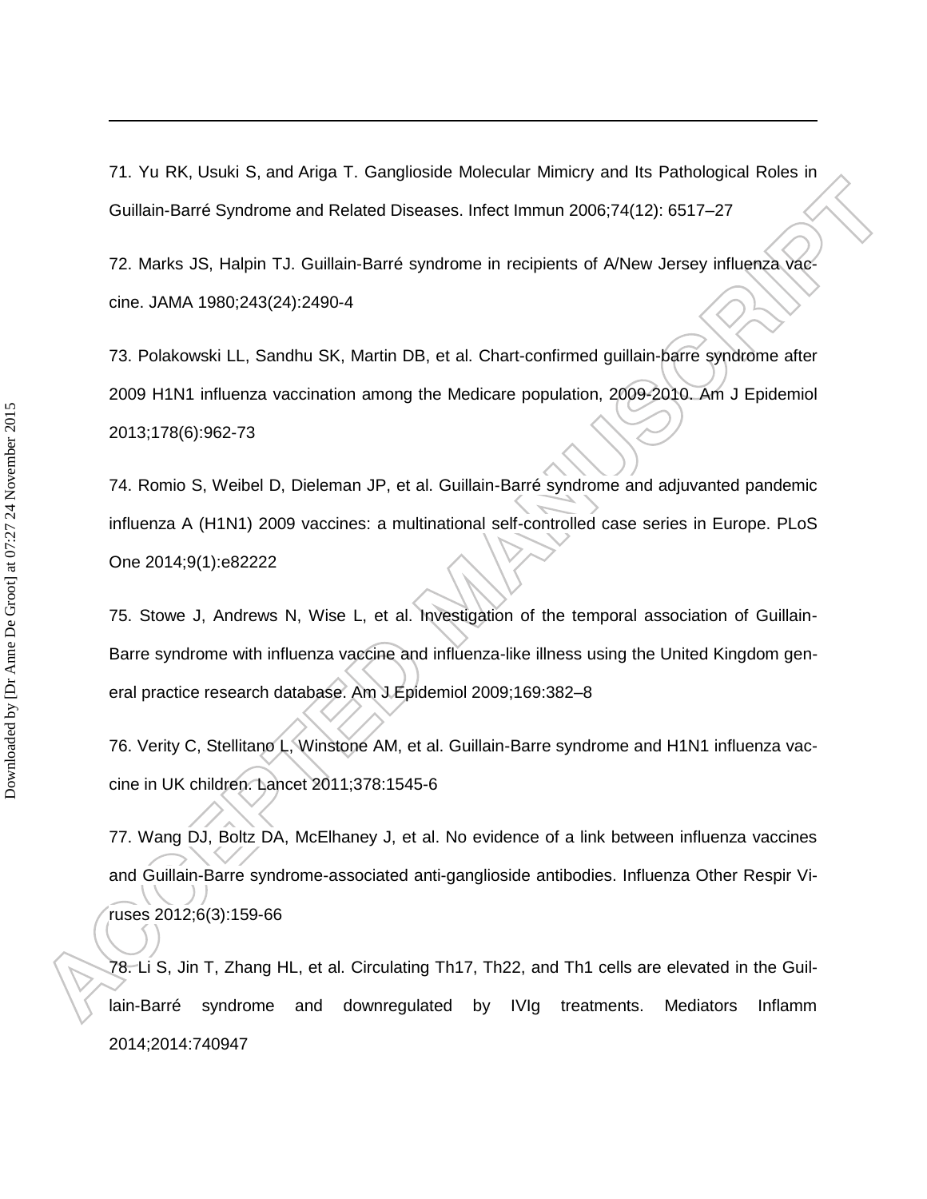71. Yu RK, Usuki S, and Ariga T. Ganglioside Molecular Mimicry and Its Pathological Roles in Guillain-Barré Syndrome and Related Diseases. Infect Immun 2006;74(12): 6517–27

72. Marks JS, Halpin TJ. Guillain-Barré syndrome in recipients of A/New Jersey influenza vaccine. JAMA 1980;243(24):2490-4

73. Polakowski LL, Sandhu SK, Martin DB, et al. Chart-confirmed guillain-barre syndrome after 2009 H1N1 influenza vaccination among the Medicare population, 2009-2010. Am J Epidemiol 2013;178(6):962-73

74. Romio S, Weibel D, Dieleman JP, et al. Guillain-Barré syndrome and adjuvanted pandemic influenza A (H1N1) 2009 vaccines: a multinational self-controlled case series in Europe. PLoS One 2014;9(1):e82222

75. Stowe J, Andrews N, Wise L, et al. Investigation of the temporal association of Guillain-Barre syndrome with influenza vaccine and influenza-like illness using the United Kingdom general practice research database. Am J Epidemiol 2009;169:382–8

76. Verity C, Stellitano L, Winstone AM, et al. Guillain-Barre syndrome and H1N1 influenza vaccine in UK children. Lancet 2011;378:1545-6

77. Wang DJ, Boltz DA, McElhaney J, et al. No evidence of a link between influenza vaccines and Guillain-Barre syndrome-associated anti-ganglioside antibodies. Influenza Other Respir Viruses 2012;6(3):159-66

78. Li S, Jin T, Zhang HL, et al. Circulating Th17, Th22, and Th1 cells are elevated in the Guillain-Barré syndrome and downregulated by IVIg treatments. Mediators Inflamm 2014;2014:740947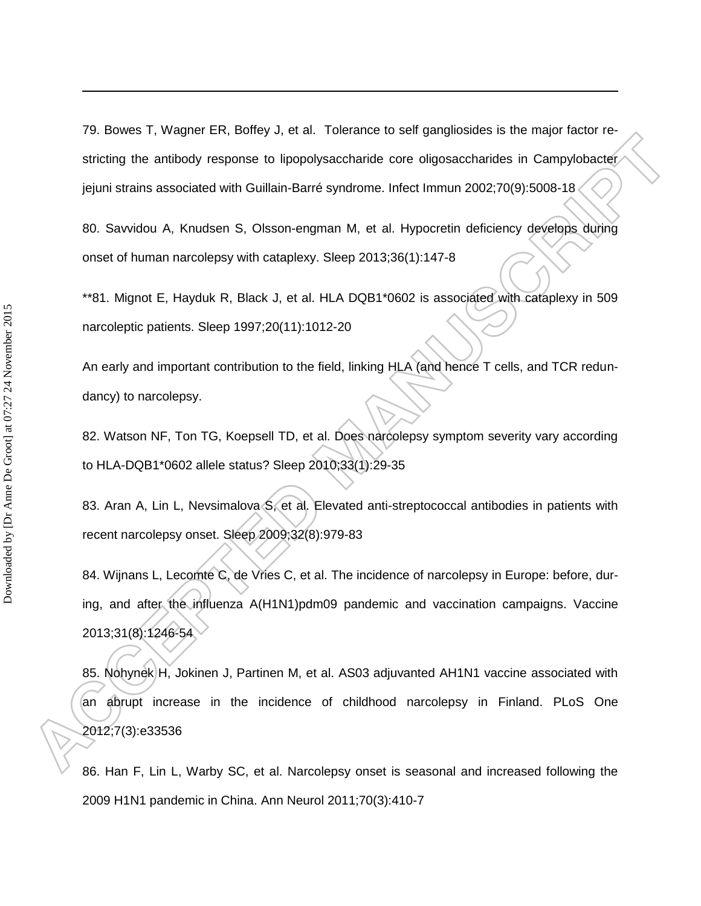79. Bowes T, Wagner ER, Boffey J, et al. Tolerance to self gangliosides is the major factor restricting the antibody response to lipopolysaccharide core oligosaccharides in Campylobacter jejuni strains associated with Guillain-Barré syndrome. Infect Immun 2002;70(9):5008-18

80. Savvidou A, Knudsen S, Olsson-engman M, et al. Hypocretin deficiency develops during onset of human narcolepsy with cataplexy. Sleep 2013;36(1):147-8

**81. Mignot E, Hayduk R, Black J, et al. HLA DQB1*0602 is associated with cataplexy in 509 narcoleptic patients. Sleep 1997;20(11):1012-20

An early and important contribution to the field, linking HLA (and hence T cells, and TCR redundancy) to narcolepsy.

82. Watson NF, Ton TG, Koepsell TD, et al. Does narcolepsy symptom severity vary according to HLA-DQB1*0602 allele status? Sleep 2010;33(1):29-35

83. Aran A, Lin L, Nevsimalova S, et al. Elevated anti-streptococcal antibodies in patients with recent narcolepsy onset. Sleep 2009;32(8):979-83

84. Wijnans L, Lecomte C, de Vries C, et al. The incidence of narcolepsy in Europe: before, during, and after the influenza A(H1N1)pdm09 pandemic and vaccination campaigns. Vaccine 2013;31(8):1246-54

85. Nohynek H, Jokinen J, Partinen M, et al. AS03 adjuvanted AH1N1 vaccine associated with an abrupt increase in the incidence of childhood narcolepsy in Finland. PLoS One 2012;7(3):e33536

86. Han F, Lin L, Warby SC, et al. Narcolepsy onset is seasonal and increased following the 2009 H1N1 pandemic in China. Ann Neurol 2011;70(3):410-7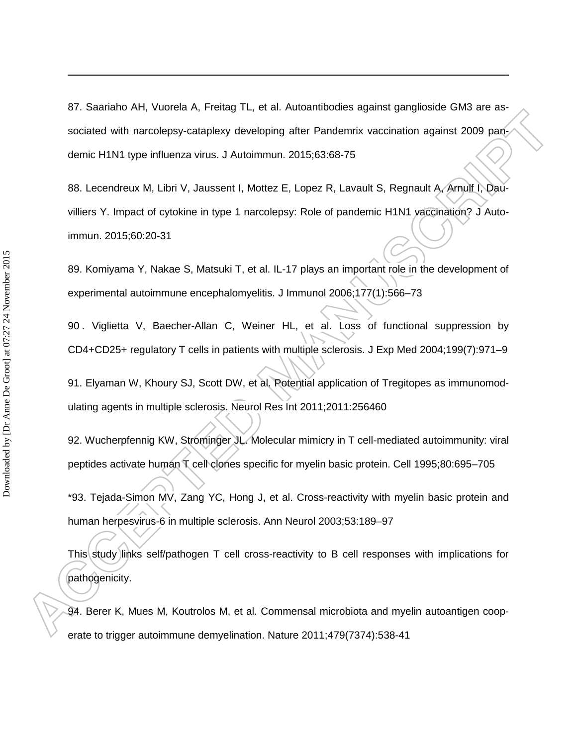87. Saariaho AH, Vuorela A, Freitag TL, et al. Autoantibodies against ganglioside GM3 are associated with narcolepsy-cataplexy developing after Pandemrix vaccination against 2009 pandemic H1N1 type influenza virus. J Autoimmun. 2015;63:68-75

88. Lecendreux M, Libri V, Jaussent I, Mottez E, Lopez R, Lavault S, Regnault A, Arnulf I, Dauvilliers Y. Impact of cytokine in type 1 narcolepsy: Role of pandemic H1N1 vaccination? J Autoimmun. 2015;60:20-31

89. Komiyama Y, Nakae S, Matsuki T, et al. IL-17 plays an important role in the development of experimental autoimmune encephalomyelitis. J Immunol 2006;177(1):566–73

90. Viglietta V, Baecher-Allan C, Weiner HL, et al. Loss of functional suppression by CD4+CD25+ regulatory T cells in patients with multiple sclerosis. J Exp Med 2004;199(7):971–9

91. Elyaman W, Khoury SJ, Scott DW, et al. Potential application of Tregitopes as immunomodulating agents in multiple sclerosis. Neurol Res Int 2011;2011:256460

92. Wucherpfennig KW, Strominger JL. Molecular mimicry in T cell-mediated autoimmunity: viral peptides activate human T cell clones specific for myelin basic protein. Cell 1995;80:695–705

*93. Tejada-Simon MV, Zang YC, Hong J, et al. Cross-reactivity with myelin basic protein and human herpesvirus-6 in multiple sclerosis. Ann Neurol 2003;53:189–97

This study links self/pathogen T cell cross-reactivity to B cell responses with implications for pathogenicity.

94. Berer K, Mues M, Koutrolos M, et al. Commensal microbiota and myelin autoantigen cooperate to trigger autoimmune demyelination. Nature 2011;479(7374):538-41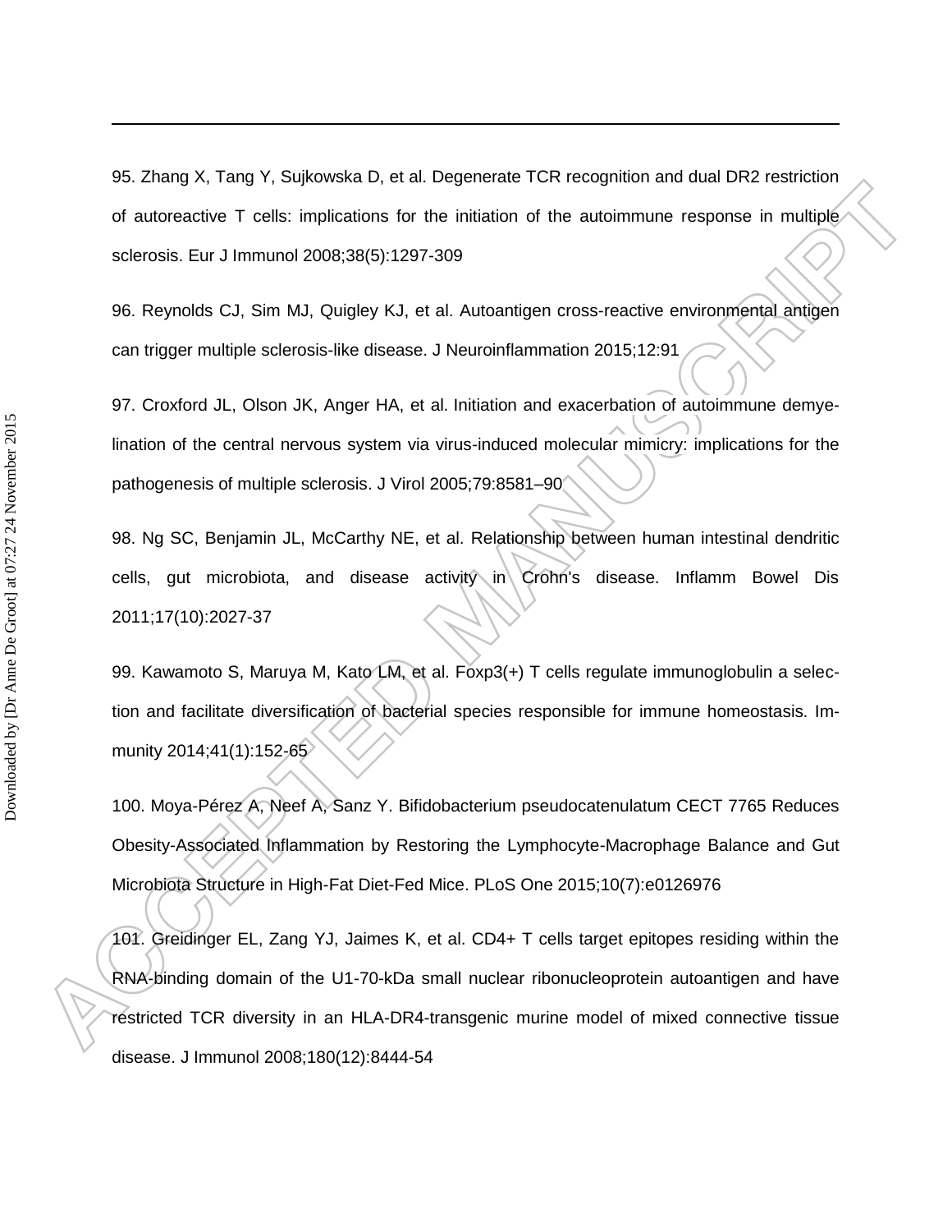95. Zhang X, Tang Y, Sujkowska D, et al. Degenerate TCR recognition and dual DR2 restriction of autoreactive T cells: implications for the initiation of the autoimmune response in multiple sclerosis. Eur J Immunol 2008;38(5):1297-309

96. Reynolds CJ, Sim MJ, Quigley KJ, et al. Autoantigen cross-reactive environmental antigen can trigger multiple sclerosis-like disease. J Neuroinflammation 2015;12:91

97. Croxford JL, Olson JK, Anger HA, et al. Initiation and exacerbation of autoimmune demyelination of the central nervous system via virus-induced molecular mimicry: implications for the pathogenesis of multiple sclerosis. J Virol 2005;79:8581–90

98. Ng SC, Benjamin JL, McCarthy NE, et al. Relationship between human intestinal dendritic cells, gut microbiota, and disease activity in Crohn's disease. Inflamm Bowel Dis 2011;17(10):2027-37

99. Kawamoto S, Maruya M, Kato LM, et al. Foxp3(+) T cells regulate immunoglobulin a selection and facilitate diversification of bacterial species responsible for immune homeostasis. Immunity 2014;41(1):152-65

100. Moya-Pérez A, Neef A, Sanz Y. Bifidobacterium pseudocatenulatum CECT 7765 Reduces Obesity-Associated Inflammation by Restoring the Lymphocyte-Macrophage Balance and Gut Microbiota Structure in High-Fat Diet-Fed Mice. PLoS One 2015;10(7):e0126976

101. Greidinger EL, Zang YJ, Jaimes K, et al. CD4+ T cells target epitopes residing within the RNA-binding domain of the U1-70-kDa small nuclear ribonucleoprotein autoantigen and have restricted TCR diversity in an HLA-DR4-transgenic murine model of mixed connective tissue disease. J Immunol 2008;180(12):8444-54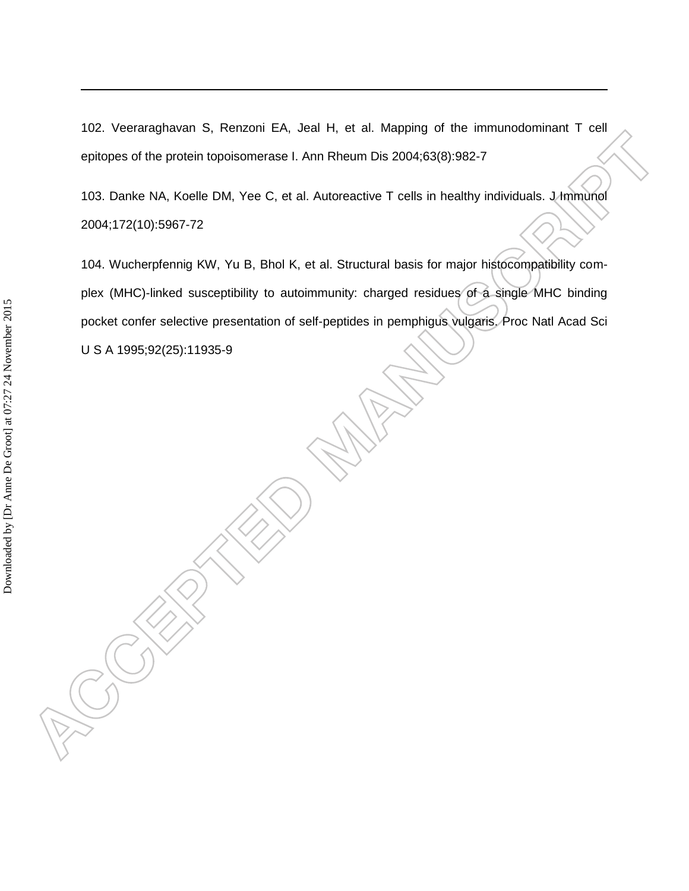102. Veeraraghavan S, Renzoni EA, Jeal H, et al. Mapping of the immunodominant T cell epitopes of the protein topoisomerase I. Ann Rheum Dis 2004;63(8):982-7

103. Danke NA, Koelle DM, Yee C, et al. Autoreactive T cells in healthy individuals. J Immunol 2004;172(10):5967-72

104. Wucherpfennig KW, Yu B, Bhol K, et al. Structural basis for major histocompatibility complex (MHC)-linked susceptibility to autoimmunity: charged residues of a single MHC binding pocket confer selective presentation of self-peptides in pemphigus vulgaris. Proc Natl Acad Sci U S A 1995;92(25):11935-9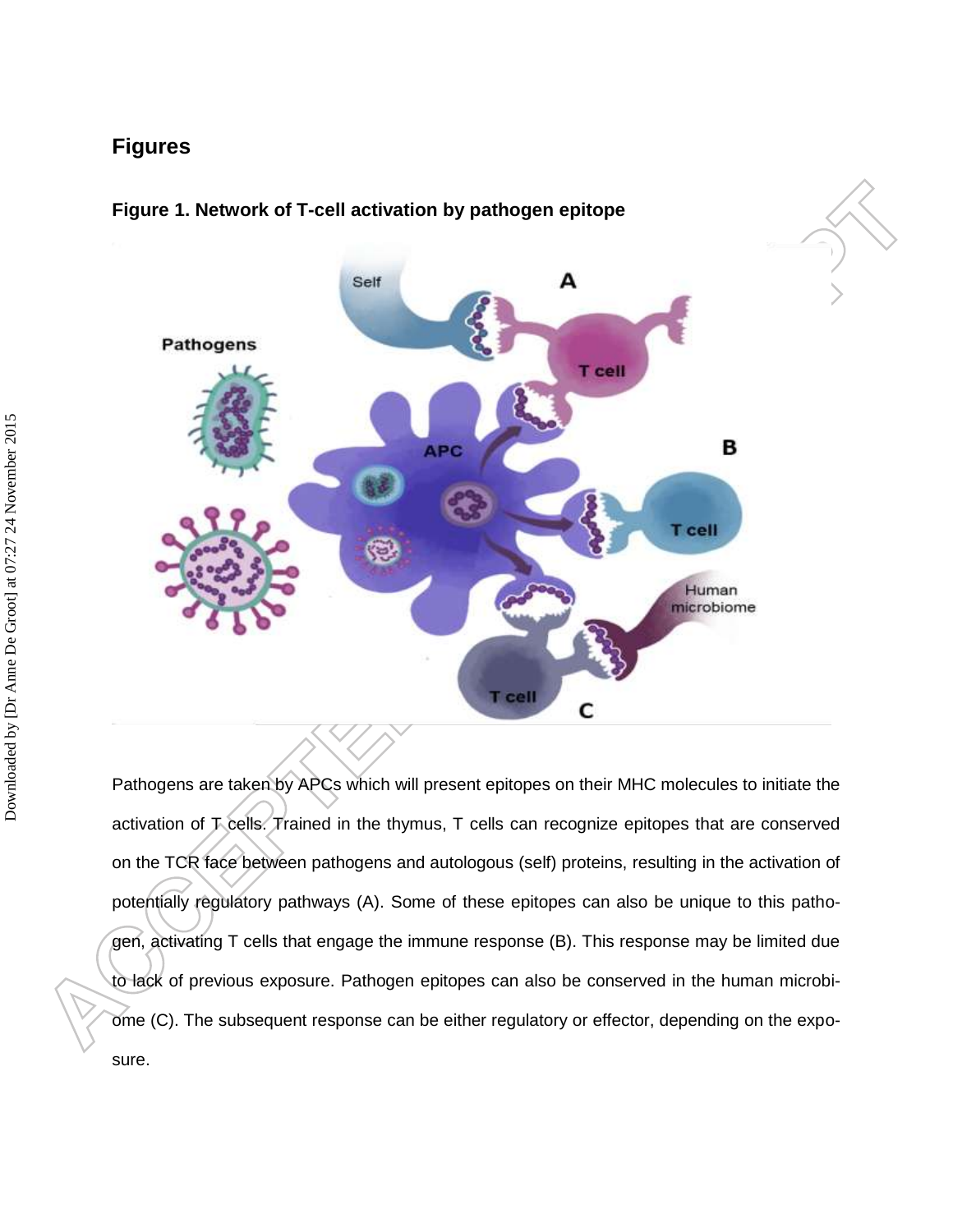## Figures

### Figure 1. Network of T-cell activation by pathogen epitope

Pathogens are taken by APCs which will present epitopes on their MHC molecules to initiate the activation of T cells. Trained in the thymus, T cells can recognize epitopes that are conserved on the TCR face between pathogens and autologous (self) proteins, resulting in the activation of potentially regulatory pathways (A). Some of these epitopes can also be unique to this pathogen, activating T cells that engage the immune response (B). This response may be limited due to lack of previous exposure. Pathogen epitopes can also be conserved in the human microbiome (C). The subsequent response can be either regulatory or effector, depending on the exposure.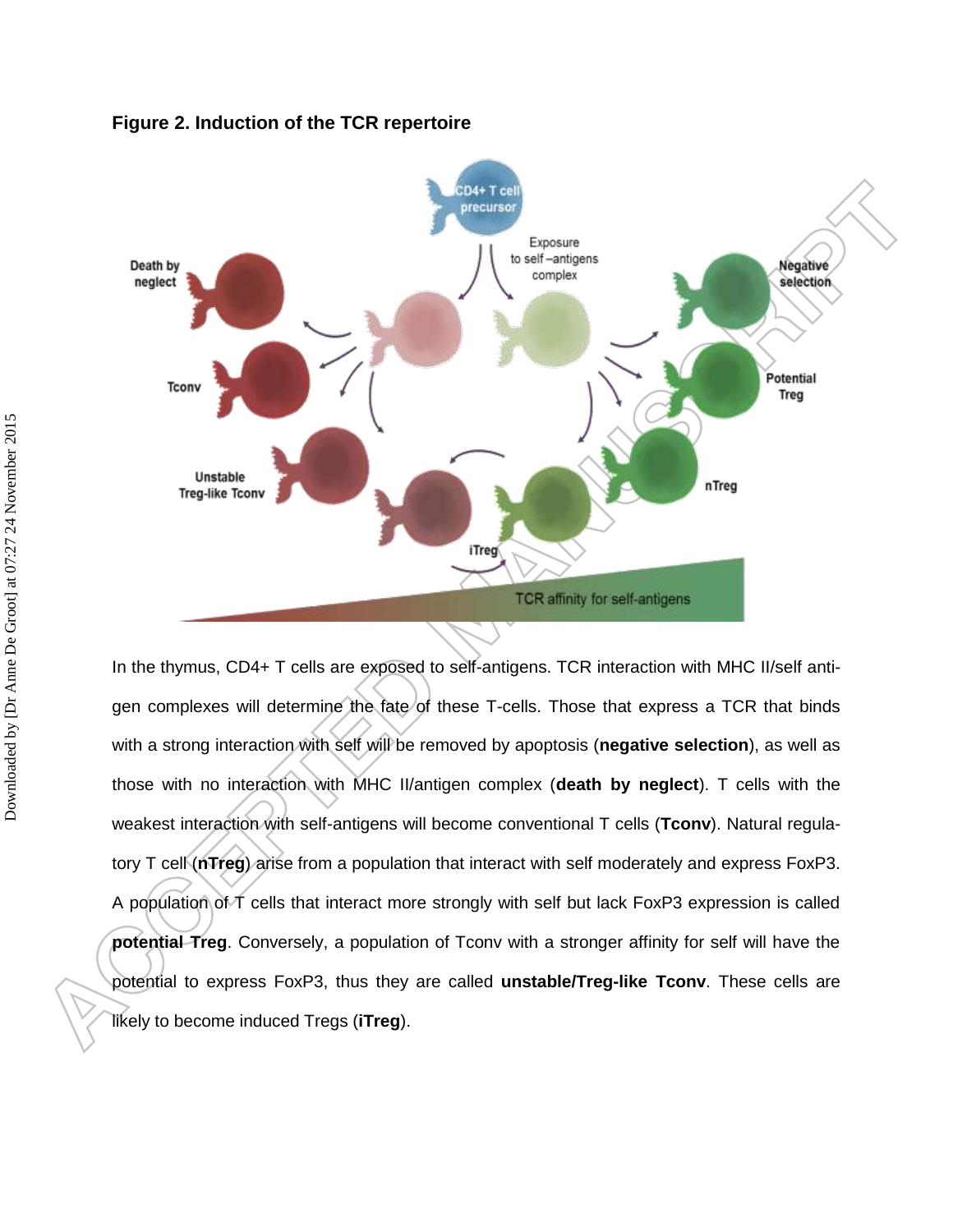**Figure 2. Induction of the TCR repertoire**

In the thymus, CD4+ T cells are exposed to self-antigens. TCR interaction with MHC II/self antigen complexes will determine the fate of these T-cells. Those that express a TCR that binds with a strong interaction with self will be removed by apoptosis (**negative selection**), as well as those with no interaction with MHC II/antigen complex (**death by neglect**). T cells with the weakest interaction with self-antigens will become conventional T cells (**Tconv**). Natural regulatory T cell (**nTreg**) arise from a population that interact with self moderately and express FoxP3. A population of T cells that interact more strongly with self but lack FoxP3 expression is called **potential Treg**. Conversely, a population of Tconv with a stronger affinity for self will have the potential to express FoxP3, thus they are called **unstable/Treg-like Tconv**. These cells are likely to become induced Tregs (**iTreg**).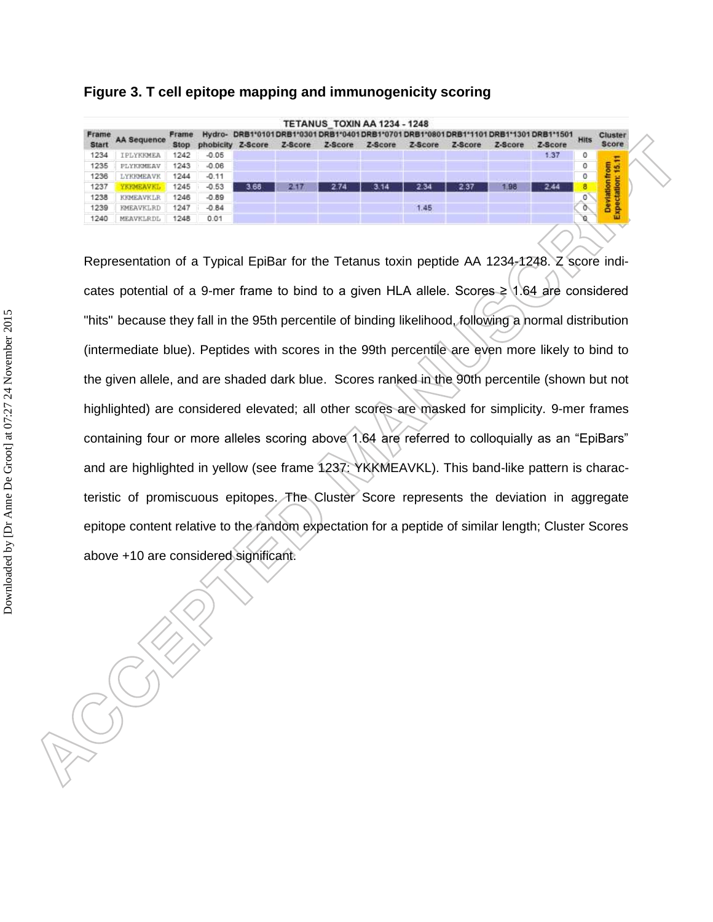## Figure 3. T cell epitope mapping and immunogenicity scoring

TETANUS_TOXIN AA 1234 - 1248

| Frame Start | AA Sequence | Frame Stop | Hydro-phobicity | DRB1*0101 Z-Score | DRB1*0301 Z-Score | DRB1*0401 Z-Score | DRB1*0701 Z-Score | DRB1*0801 Z-Score | DRB1*1101 Z-Score | DRB1*1301 Z-Score | DRB1*1501 Z-Score | Hits | Cluster Score |
|---|---|---|---|---|---|---|---|---|---|---|---|---|---|
| 1234 | IPLYKKMEA | 1242 | -0.05 | | | | | | | | 1.37 | 0 | Deviation from Expectation: 15.11 |
| 1235 | PLYKKMEAV | 1243 | -0.06 | | | | | | | | | 0 | |
| 1236 | LYKKMEAVK | 1244 | -0.11 | | | | | | | | | 0 | |
| 1237 | YKKMEAVKL | 1245 | -0.53 | 3.68 | 2.17 | 2.74 | 3.14 | 2.34 | 2.37 | 1.98 | 2.44 | 8 | |
| 1238 | KKMEAVKLR | 1246 | -0.89 | | | | | | | | | 0 | |
| 1239 | KMEAVKLRD | 1247 | -0.84 | | | | | 1.45 | | | | 0 | |
| 1240 | MEAVKLRDL | 1248 | 0.01 | | | | | | | | | 0 | |

Representation of a Typical EpiBar for the Tetanus toxin peptide AA 1234-1248. Z score indicates potential of a 9-mer frame to bind to a given HLA allele. Scores ≥ 1.64 are considered "hits" because they fall in the 95th percentile of binding likelihood, following a normal distribution (intermediate blue). Peptides with scores in the 99th percentile are even more likely to bind to the given allele, and are shaded dark blue. Scores ranked in the 90th percentile (shown but not highlighted) are considered elevated; all other scores are masked for simplicity. 9-mer frames containing four or more alleles scoring above 1.64 are referred to colloquially as an "EpiBars" and are highlighted in yellow (see frame 1237: YKKMEAVKL). This band-like pattern is characteristic of promiscuous epitopes. The Cluster Score represents the deviation in aggregate epitope content relative to the random expectation for a peptide of similar length; Cluster Scores above +10 are considered significant.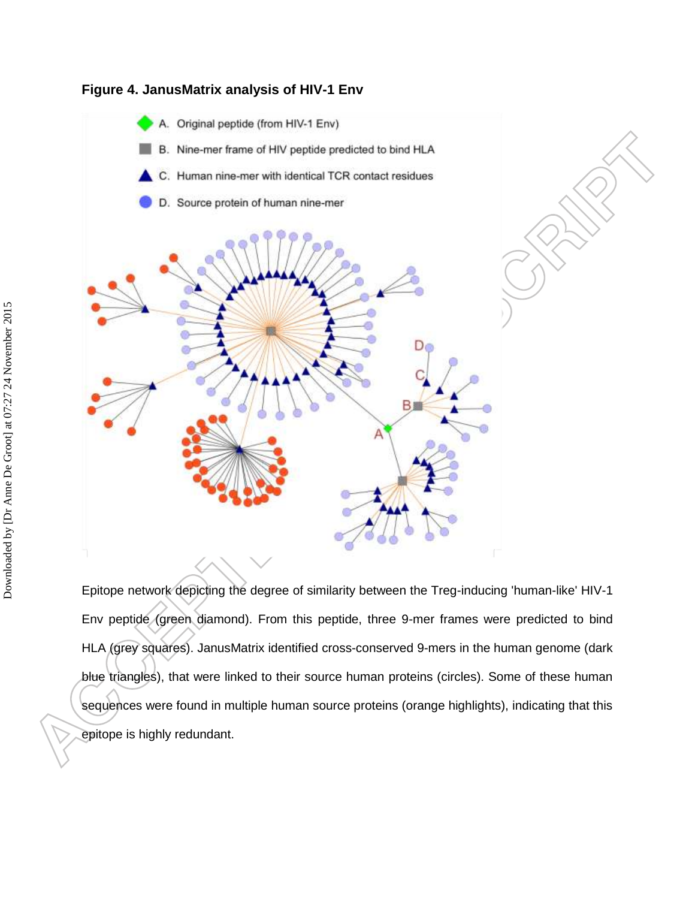**Figure 4. JanusMatrix analysis of HIV-1 Env**

Epitope network depicting the degree of similarity between the Treg-inducing 'human-like' HIV-1 Env peptide (green diamond). From this peptide, three 9-mer frames were predicted to bind HLA (grey squares). JanusMatrix identified cross-conserved 9-mers in the human genome (dark blue triangles), that were linked to their source human proteins (circles). Some of these human sequences were found in multiple human source proteins (orange highlights), indicating that this epitope is highly redundant.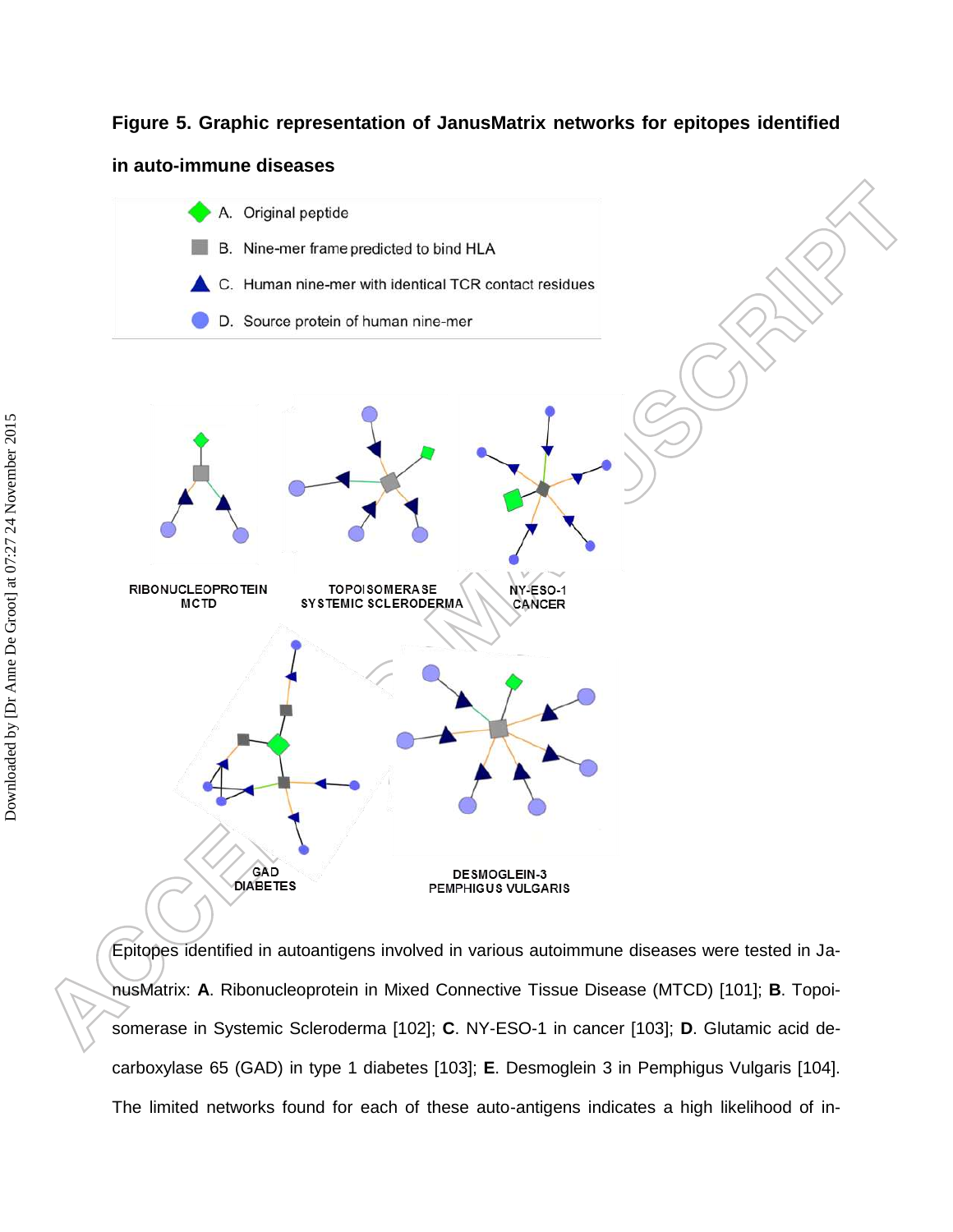**Figure 5. Graphic representation of JanusMatrix networks for epitopes identified in auto-immune diseases**

Epitopes identified in autoantigens involved in various autoimmune diseases were tested in JanusMatrix: **A**. Ribonucleoprotein in Mixed Connective Tissue Disease (MTCD) [101]; **B**. Topoisomerase in Systemic Scleroderma [102]; **C**. NY-ESO-1 in cancer [103]; **D**. Glutamic acid decarboxylase 65 (GAD) in type 1 diabetes [103]; **E**. Desmoglein 3 in Pemphigus Vulgaris [104]. The limited networks found for each of these auto-antigens indicates a high likelihood of in-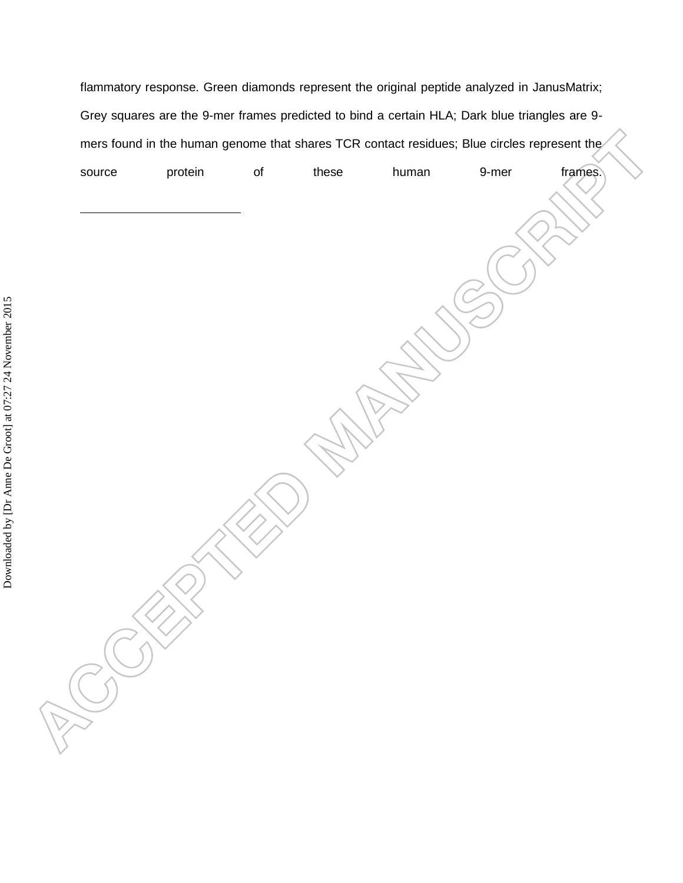flammatory response. Green diamonds represent the original peptide analyzed in JanusMatrix; Grey squares are the 9-mer frames predicted to bind a certain HLA; Dark blue triangles are 9-mers found in the human genome that shares TCR contact residues; Blue circles represent the source protein of these human 9-mer frames.